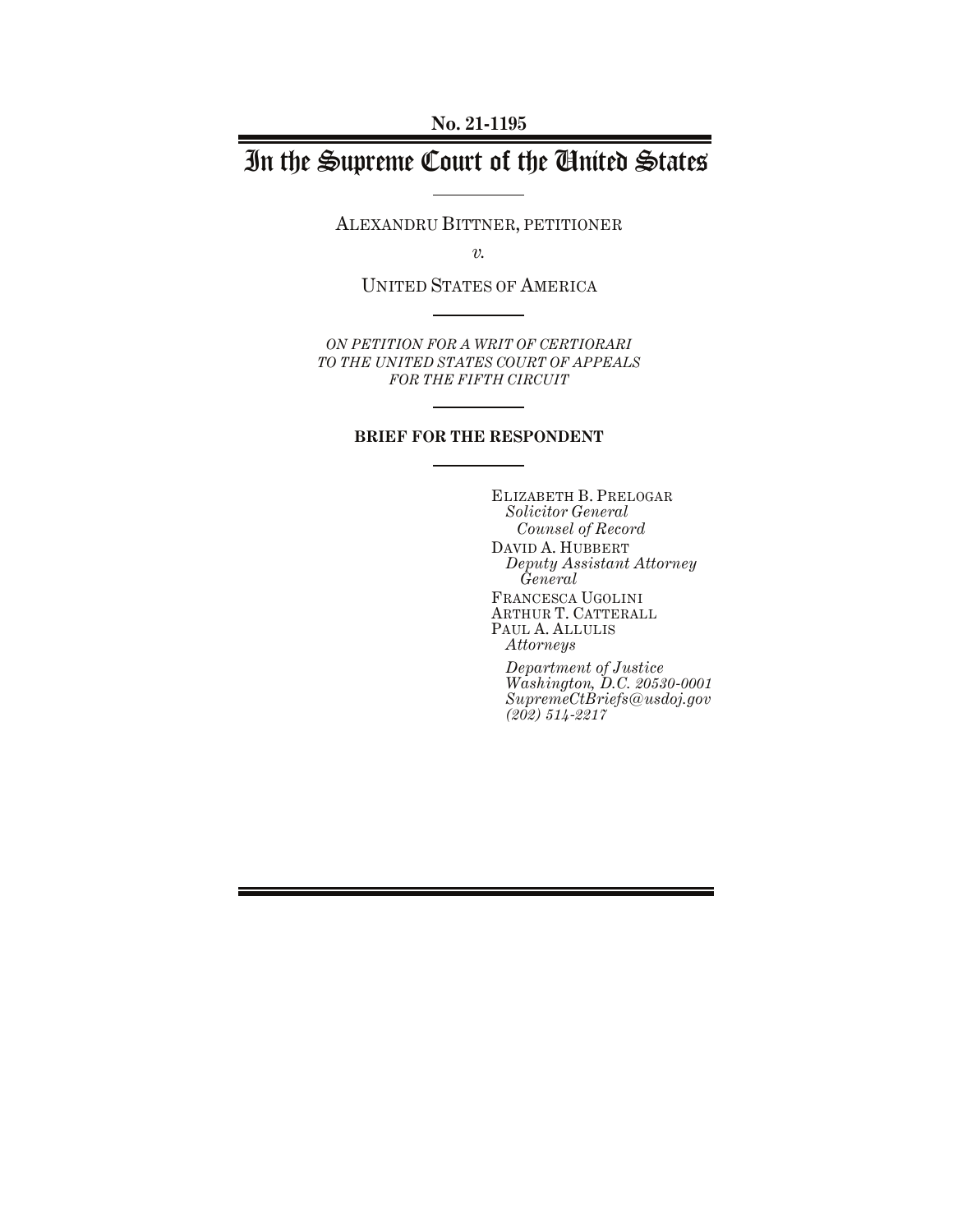**No. 21-1195**

# In the Supreme Court of the United States

ALEXANDRU BITTNER, PETITIONER

*v.*

UNITED STATES OF AMERICA

*ON PETITION FOR A WRIT OF CERTIORARI TO THE UNITED STATES COURT OF APPEALS FOR THE FIFTH CIRCUIT*

**BRIEF FOR THE RESPONDENT**

ELIZABETH B. PRELOGAR
*Solicitor General*
*Counsel of Record*

DAVID A. HUBBERT
*Deputy Assistant Attorney General*

FRANCESCA UGOLINI
ARTHUR T. CATTERALL
PAUL A. ALLULIS
*Attorneys*

*Department of Justice*
*Washington, D.C. 20530-0001*
*SupremeCtBriefs@usdoj.gov*
*(202) 514-2217*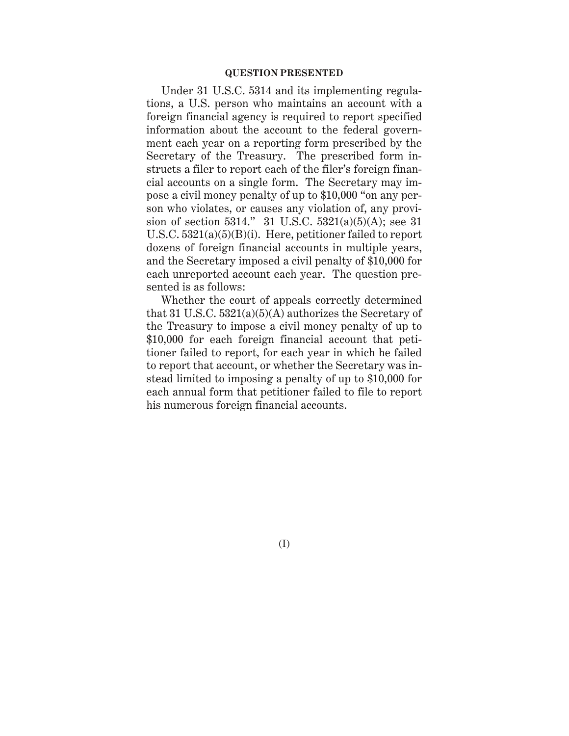## QUESTION PRESENTED

Under 31 U.S.C. 5314 and its implementing regulations, a U.S. person who maintains an account with a foreign financial agency is required to report specified information about the account to the federal government each year on a reporting form prescribed by the Secretary of the Treasury. The prescribed form instructs a filer to report each of the filer's foreign financial accounts on a single form. The Secretary may impose a civil money penalty of up to $10,000 "on any person who violates, or causes any violation of, any provision of section 5314." 31 U.S.C. 5321(a)(5)(A); see 31 U.S.C. 5321(a)(5)(B)(i). Here, petitioner failed to report dozens of foreign financial accounts in multiple years, and the Secretary imposed a civil penalty of $10,000 for each unreported account each year. The question presented is as follows:

Whether the court of appeals correctly determined that 31 U.S.C. 5321(a)(5)(A) authorizes the Secretary of the Treasury to impose a civil money penalty of up to $10,000 for each foreign financial account that petitioner failed to report, for each year in which he failed to report that account, or whether the Secretary was instead limited to imposing a penalty of up to $10,000 for each annual form that petitioner failed to file to report his numerous foreign financial accounts.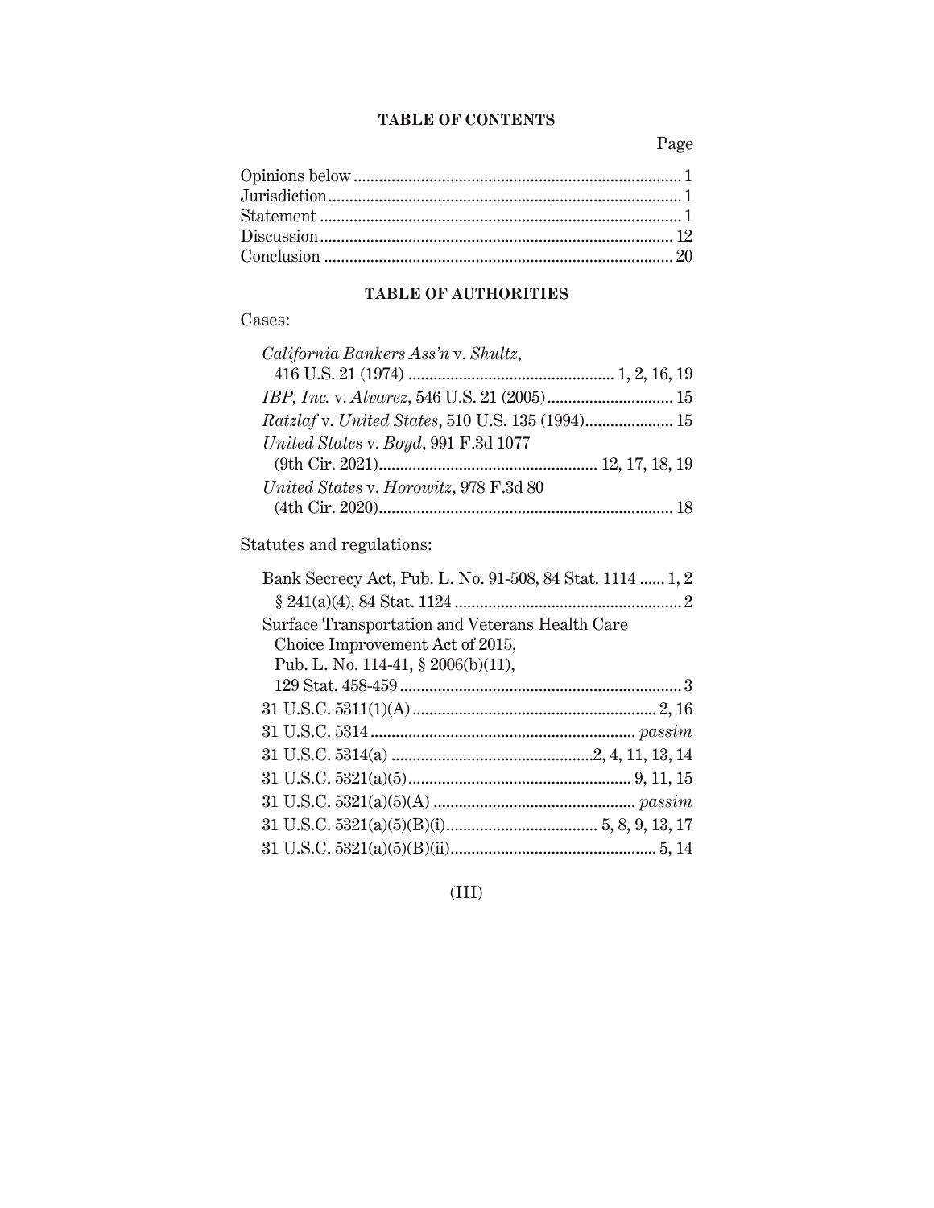## TABLE OF CONTENTS

| | Page |
|---|---|
| Opinions below | 1 |
| Jurisdiction | 1 |
| Statement | 1 |
| Discussion | 12 |
| Conclusion | 20 |

## TABLE OF AUTHORITIES

Cases:

| | |
|---|---|
| *California Bankers Ass'n* v. *Shultz*, 416 U.S. 21 (1974) | 1, 2, 16, 19 |
| *IBP, Inc.* v. *Alvarez*, 546 U.S. 21 (2005) | 15 |
| *Ratzlaf* v. *United States*, 510 U.S. 135 (1994) | 15 |
| *United States* v. *Boyd*, 991 F.3d 1077 (9th Cir. 2021) | 12, 17, 18, 19 |
| *United States* v. *Horowitz*, 978 F.3d 80 (4th Cir. 2020) | 18 |

Statutes and regulations:

| | |
|---|---|
| Bank Secrecy Act, Pub. L. No. 91-508, 84 Stat. 1114 | 1, 2 |
| § 241(a)(4), 84 Stat. 1124 | 2 |
| Surface Transportation and Veterans Health Care Choice Improvement Act of 2015, Pub. L. No. 114-41, § 2006(b)(11), 129 Stat. 458-459 | 3 |
| 31 U.S.C. 5311(1)(A) | 2, 16 |
| 31 U.S.C. 5314 | *passim* |
| 31 U.S.C. 5314(a) | 2, 4, 11, 13, 14 |
| 31 U.S.C. 5321(a)(5) | 9, 11, 15 |
| 31 U.S.C. 5321(a)(5)(A) | *passim* |
| 31 U.S.C. 5321(a)(5)(B)(i) | 5, 8, 9, 13, 17 |
| 31 U.S.C. 5321(a)(5)(B)(ii) | 5, 14 |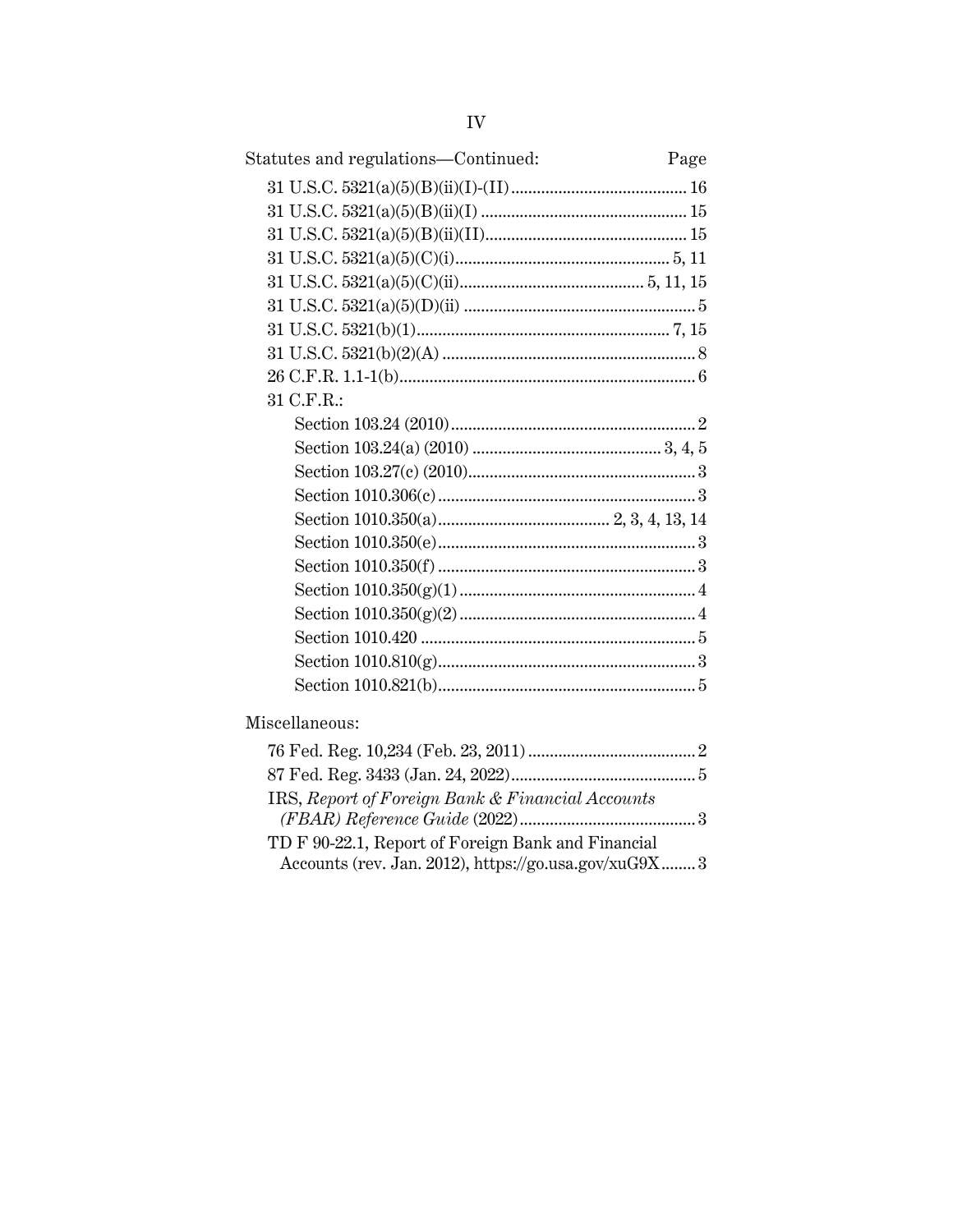Statutes and regulations—Continued: Page

31 U.S.C. 5321(a)(5)(B)(ii)(I)-(II) ........................................ 16

31 U.S.C. 5321(a)(5)(B)(ii)(I) ............................................... 15

31 U.S.C. 5321(a)(5)(B)(ii)(II).............................................. 15

31 U.S.C. 5321(a)(5)(C)(i)................................................. 5, 11

31 U.S.C. 5321(a)(5)(C)(ii).......................................... 5, 11, 15

31 U.S.C. 5321(a)(5)(D)(ii) ...................................................... 5

31 U.S.C. 5321(b)(1)........................................................... 7, 15

31 U.S.C. 5321(b)(2)(A) ........................................................... 8

26 C.F.R. 1.1-1(b)..................................................................... 6

31 C.F.R.:

- Section 103.24 (2010)......................................................... 2
- Section 103.24(a) (2010) ........................................... 3, 4, 5
- Section 103.27(c) (2010)..................................................... 3
- Section 1010.306(c)............................................................ 3
- Section 1010.350(a)........................................ 2, 3, 4, 13, 14
- Section 1010.350(e)............................................................ 3
- Section 1010.350(f) ............................................................ 3
- Section 1010.350(g)(1) ....................................................... 4
- Section 1010.350(g)(2) ....................................................... 4
- Section 1010.420 ................................................................ 5
- Section 1010.810(g)............................................................ 3
- Section 1010.821(b)............................................................ 5

Miscellaneous:

76 Fed. Reg. 10,234 (Feb. 23, 2011) ....................................... 2

87 Fed. Reg. 3433 (Jan. 24, 2022)........................................... 5

IRS, *Report of Foreign Bank & Financial Accounts (FBAR) Reference Guide* (2022)......................................... 3

TD F 90-22.1, Report of Foreign Bank and Financial Accounts (rev. Jan. 2012), https://go.usa.gov/xuG9X........ 3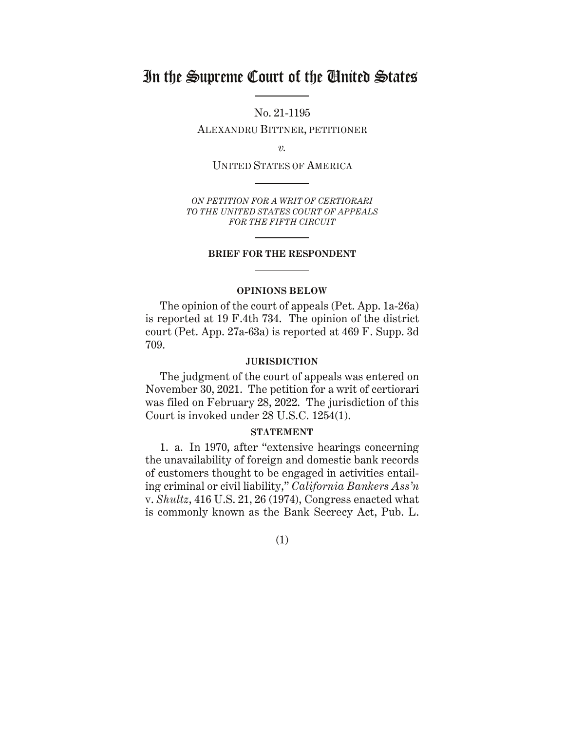# In the Supreme Court of the United States

No. 21-1195

ALEXANDRU BITTNER, PETITIONER

*v.*

UNITED STATES OF AMERICA

*ON PETITION FOR A WRIT OF CERTIORARI TO THE UNITED STATES COURT OF APPEALS FOR THE FIFTH CIRCUIT*

**BRIEF FOR THE RESPONDENT**

**OPINIONS BELOW**

The opinion of the court of appeals (Pet. App. 1a-26a) is reported at 19 F.4th 734. The opinion of the district court (Pet. App. 27a-63a) is reported at 469 F. Supp. 3d 709.

**JURISDICTION**

The judgment of the court of appeals was entered on November 30, 2021. The petition for a writ of certiorari was filed on February 28, 2022. The jurisdiction of this Court is invoked under 28 U.S.C. 1254(1).

**STATEMENT**

1. a. In 1970, after "extensive hearings concerning the unavailability of foreign and domestic bank records of customers thought to be engaged in activities entailing criminal or civil liability," *California Bankers Ass'n* v. *Shultz*, 416 U.S. 21, 26 (1974), Congress enacted what is commonly known as the Bank Secrecy Act, Pub. L.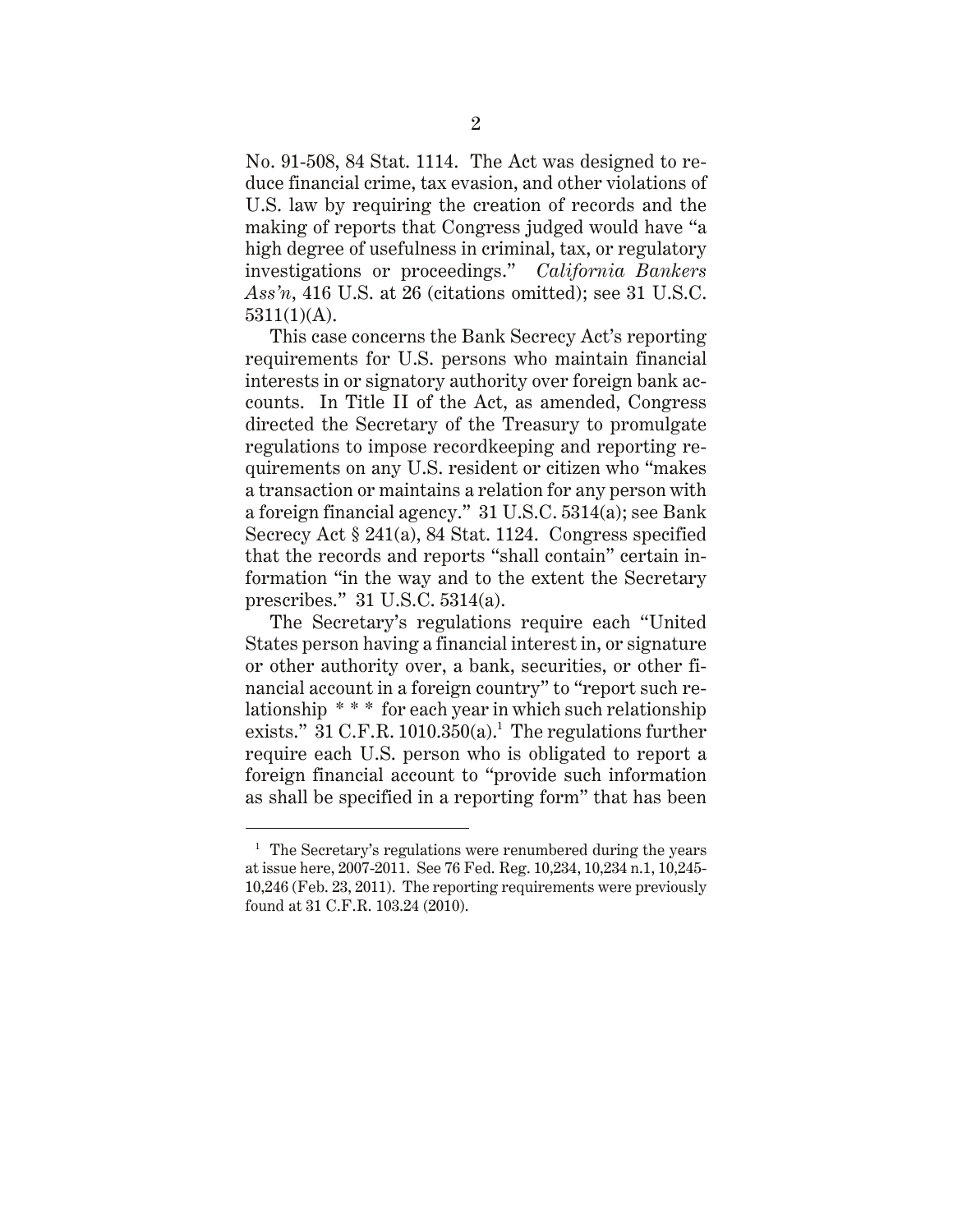No. 91-508, 84 Stat. 1114. The Act was designed to reduce financial crime, tax evasion, and other violations of U.S. law by requiring the creation of records and the making of reports that Congress judged would have "a high degree of usefulness in criminal, tax, or regulatory investigations or proceedings." *California Bankers Ass'n*, 416 U.S. at 26 (citations omitted); see 31 U.S.C. 5311(1)(A).

This case concerns the Bank Secrecy Act's reporting requirements for U.S. persons who maintain financial interests in or signatory authority over foreign bank accounts. In Title II of the Act, as amended, Congress directed the Secretary of the Treasury to promulgate regulations to impose recordkeeping and reporting requirements on any U.S. resident or citizen who "makes a transaction or maintains a relation for any person with a foreign financial agency." 31 U.S.C. 5314(a); see Bank Secrecy Act § 241(a), 84 Stat. 1124. Congress specified that the records and reports "shall contain" certain information "in the way and to the extent the Secretary prescribes." 31 U.S.C. 5314(a).

The Secretary's regulations require each "United States person having a financial interest in, or signature or other authority over, a bank, securities, or other financial account in a foreign country" to "report such relationship * * * for each year in which such relationship exists." 31 C.F.R. 1010.350(a).[1] The regulations further require each U.S. person who is obligated to report a foreign financial account to "provide such information as shall be specified in a reporting form" that has been

[1] The Secretary's regulations were renumbered during the years at issue here, 2007-2011. See 76 Fed. Reg. 10,234, 10,234 n.1, 10,245-10,246 (Feb. 23, 2011). The reporting requirements were previously found at 31 C.F.R. 103.24 (2010).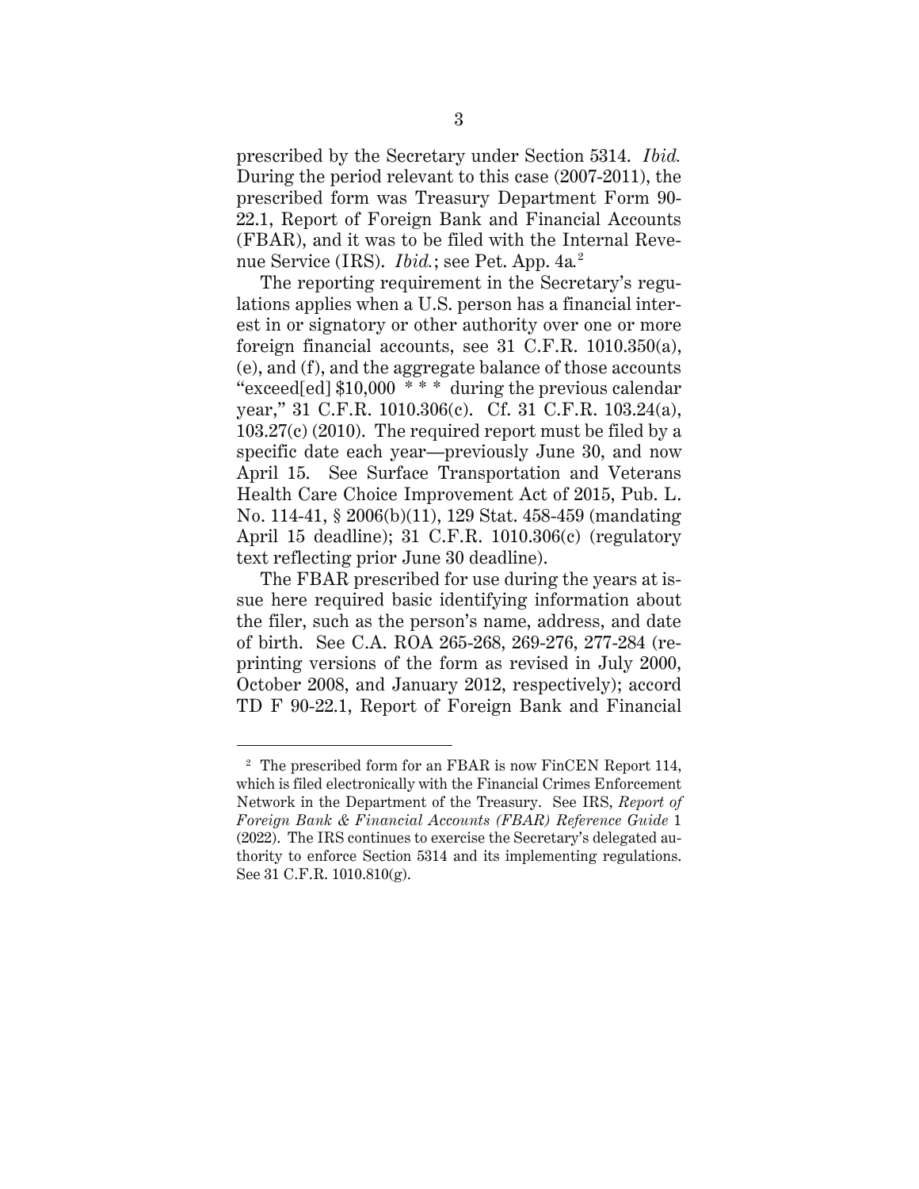prescribed by the Secretary under Section 5314. *Ibid.* During the period relevant to this case (2007-2011), the prescribed form was Treasury Department Form 90-22.1, Report of Foreign Bank and Financial Accounts (FBAR), and it was to be filed with the Internal Revenue Service (IRS). *Ibid.*; see Pet. App. 4a.[2]

The reporting requirement in the Secretary's regulations applies when a U.S. person has a financial interest in or signatory or other authority over one or more foreign financial accounts, see 31 C.F.R. 1010.350(a), (e), and (f), and the aggregate balance of those accounts "exceed[ed] $10,000 * * * during the previous calendar year," 31 C.F.R. 1010.306(c). Cf. 31 C.F.R. 103.24(a), 103.27(c) (2010). The required report must be filed by a specific date each year—previously June 30, and now April 15. See Surface Transportation and Veterans Health Care Choice Improvement Act of 2015, Pub. L. No. 114-41, § 2006(b)(11), 129 Stat. 458-459 (mandating April 15 deadline); 31 C.F.R. 1010.306(c) (regulatory text reflecting prior June 30 deadline).

The FBAR prescribed for use during the years at issue here required basic identifying information about the filer, such as the person's name, address, and date of birth. See C.A. ROA 265-268, 269-276, 277-284 (reprinting versions of the form as revised in July 2000, October 2008, and January 2012, respectively); accord TD F 90-22.1, Report of Foreign Bank and Financial

---

[2] The prescribed form for an FBAR is now FinCEN Report 114, which is filed electronically with the Financial Crimes Enforcement Network in the Department of the Treasury. See IRS, *Report of Foreign Bank & Financial Accounts (FBAR) Reference Guide* 1 (2022). The IRS continues to exercise the Secretary's delegated authority to enforce Section 5314 and its implementing regulations. See 31 C.F.R. 1010.810(g).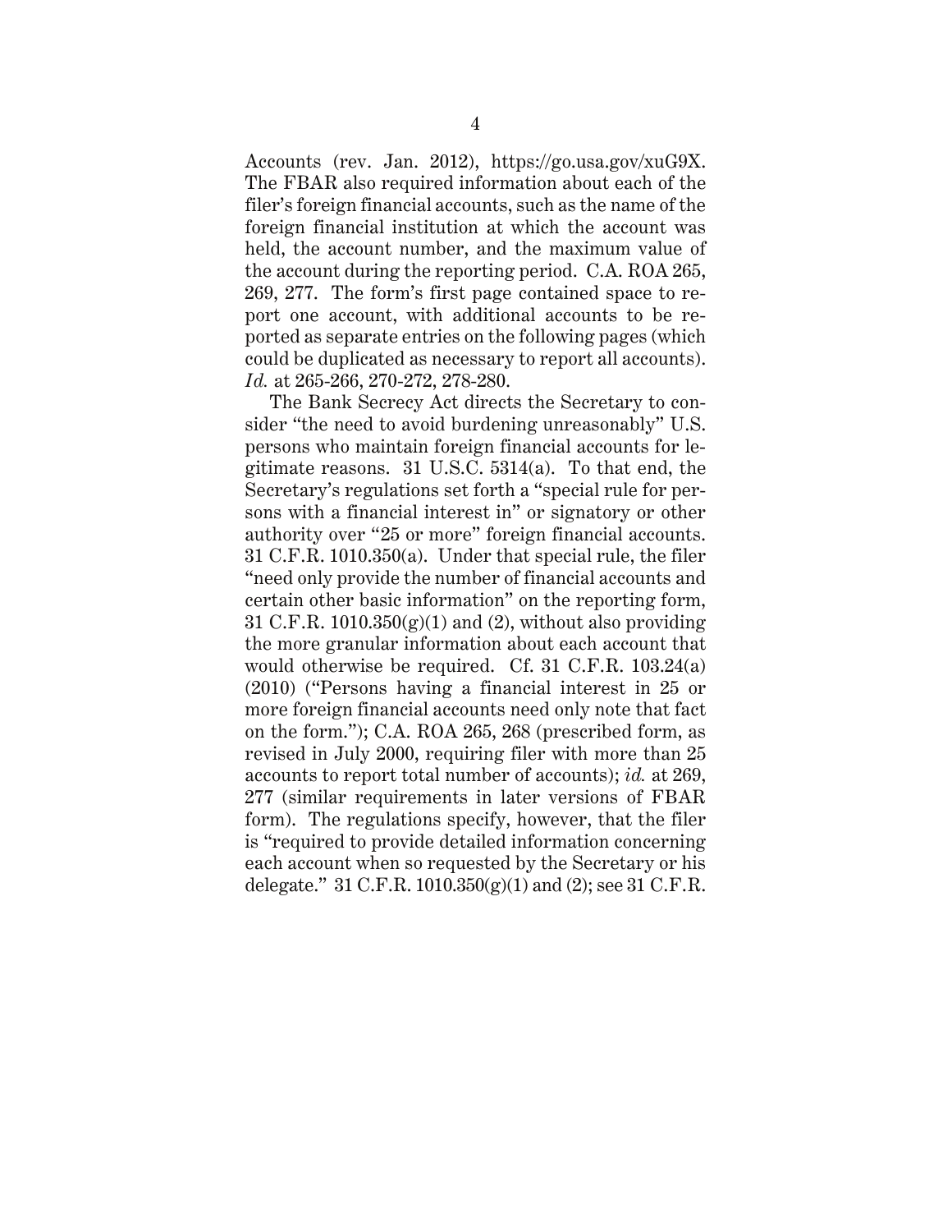Accounts (rev. Jan. 2012), https://go.usa.gov/xuG9X. The FBAR also required information about each of the filer's foreign financial accounts, such as the name of the foreign financial institution at which the account was held, the account number, and the maximum value of the account during the reporting period. C.A. ROA 265, 269, 277. The form's first page contained space to report one account, with additional accounts to be reported as separate entries on the following pages (which could be duplicated as necessary to report all accounts). *Id.* at 265-266, 270-272, 278-280.

The Bank Secrecy Act directs the Secretary to consider "the need to avoid burdening unreasonably" U.S. persons who maintain foreign financial accounts for legitimate reasons. 31 U.S.C. 5314(a). To that end, the Secretary's regulations set forth a "special rule for persons with a financial interest in" or signatory or other authority over "25 or more" foreign financial accounts. 31 C.F.R. 1010.350(a). Under that special rule, the filer "need only provide the number of financial accounts and certain other basic information" on the reporting form, 31 C.F.R. 1010.350(g)(1) and (2), without also providing the more granular information about each account that would otherwise be required. Cf. 31 C.F.R. 103.24(a) (2010) ("Persons having a financial interest in 25 or more foreign financial accounts need only note that fact on the form."); C.A. ROA 265, 268 (prescribed form, as revised in July 2000, requiring filer with more than 25 accounts to report total number of accounts); *id.* at 269, 277 (similar requirements in later versions of FBAR form). The regulations specify, however, that the filer is "required to provide detailed information concerning each account when so requested by the Secretary or his delegate." 31 C.F.R. 1010.350(g)(1) and (2); see 31 C.F.R.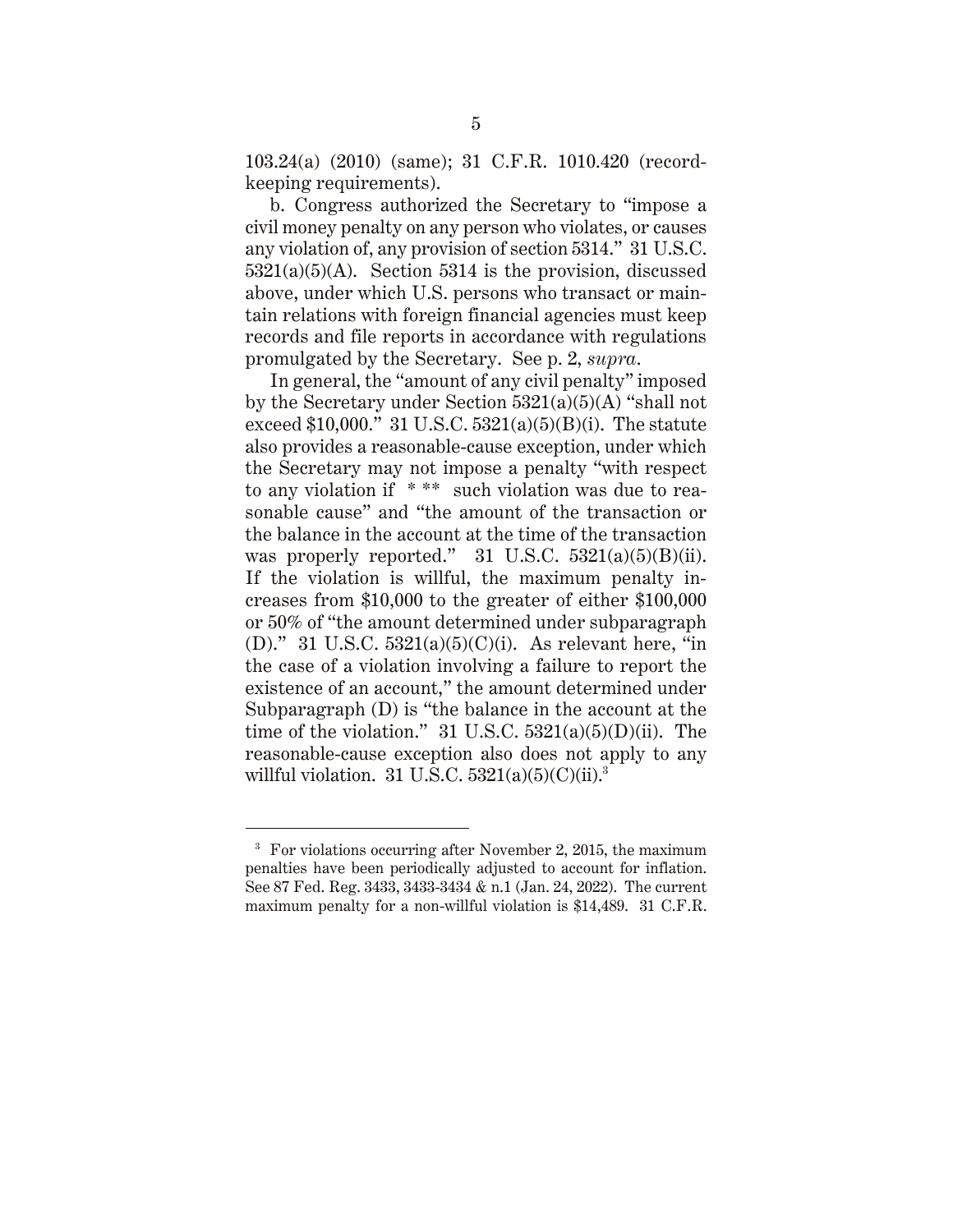103.24(a) (2010) (same); 31 C.F.R. 1010.420 (record-keeping requirements).

b. Congress authorized the Secretary to "impose a civil money penalty on any person who violates, or causes any violation of, any provision of section 5314." 31 U.S.C. 5321(a)(5)(A). Section 5314 is the provision, discussed above, under which U.S. persons who transact or maintain relations with foreign financial agencies must keep records and file reports in accordance with regulations promulgated by the Secretary. See p. 2, *supra*.

In general, the "amount of any civil penalty" imposed by the Secretary under Section 5321(a)(5)(A) "shall not exceed $10,000." 31 U.S.C. 5321(a)(5)(B)(i). The statute also provides a reasonable-cause exception, under which the Secretary may not impose a penalty "with respect to any violation if * ** such violation was due to reasonable cause" and "the amount of the transaction or the balance in the account at the time of the transaction was properly reported." 31 U.S.C. 5321(a)(5)(B)(ii). If the violation is willful, the maximum penalty increases from $10,000 to the greater of either $100,000 or 50% of "the amount determined under subparagraph (D)." 31 U.S.C. 5321(a)(5)(C)(i). As relevant here, "in the case of a violation involving a failure to report the existence of an account," the amount determined under Subparagraph (D) is "the balance in the account at the time of the violation." 31 U.S.C. 5321(a)(5)(D)(ii). The reasonable-cause exception also does not apply to any willful violation. 31 U.S.C. 5321(a)(5)(C)(ii).[3]

---

[3] For violations occurring after November 2, 2015, the maximum penalties have been periodically adjusted to account for inflation. See 87 Fed. Reg. 3433, 3433-3434 & n.1 (Jan. 24, 2022). The current maximum penalty for a non-willful violation is $14,489. 31 C.F.R.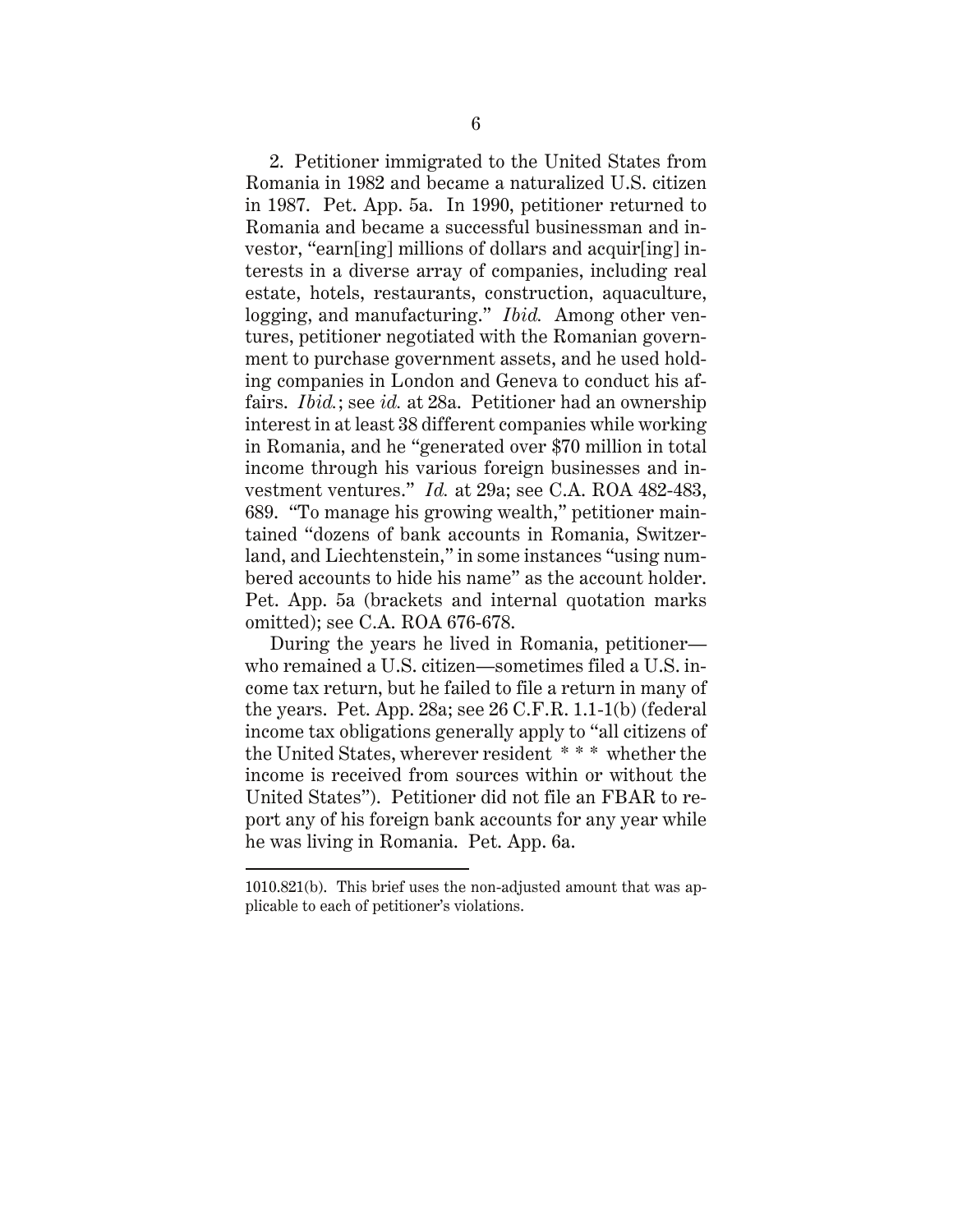2. Petitioner immigrated to the United States from Romania in 1982 and became a naturalized U.S. citizen in 1987. Pet. App. 5a. In 1990, petitioner returned to Romania and became a successful businessman and investor, "earn[ing] millions of dollars and acquir[ing] interests in a diverse array of companies, including real estate, hotels, restaurants, construction, aquaculture, logging, and manufacturing." *Ibid.* Among other ventures, petitioner negotiated with the Romanian government to purchase government assets, and he used holding companies in London and Geneva to conduct his affairs. *Ibid.*; see *id.* at 28a. Petitioner had an ownership interest in at least 38 different companies while working in Romania, and he "generated over $70 million in total income through his various foreign businesses and investment ventures." *Id.* at 29a; see C.A. ROA 482-483, 689. "To manage his growing wealth," petitioner maintained "dozens of bank accounts in Romania, Switzerland, and Liechtenstein," in some instances "using numbered accounts to hide his name" as the account holder. Pet. App. 5a (brackets and internal quotation marks omitted); see C.A. ROA 676-678.

During the years he lived in Romania, petitioner—who remained a U.S. citizen—sometimes filed a U.S. income tax return, but he failed to file a return in many of the years. Pet. App. 28a; see 26 C.F.R. 1.1-1(b) (federal income tax obligations generally apply to "all citizens of the United States, wherever resident * * * whether the income is received from sources within or without the United States"). Petitioner did not file an FBAR to report any of his foreign bank accounts for any year while he was living in Romania. Pet. App. 6a.

---

1010.821(b). This brief uses the non-adjusted amount that was applicable to each of petitioner's violations.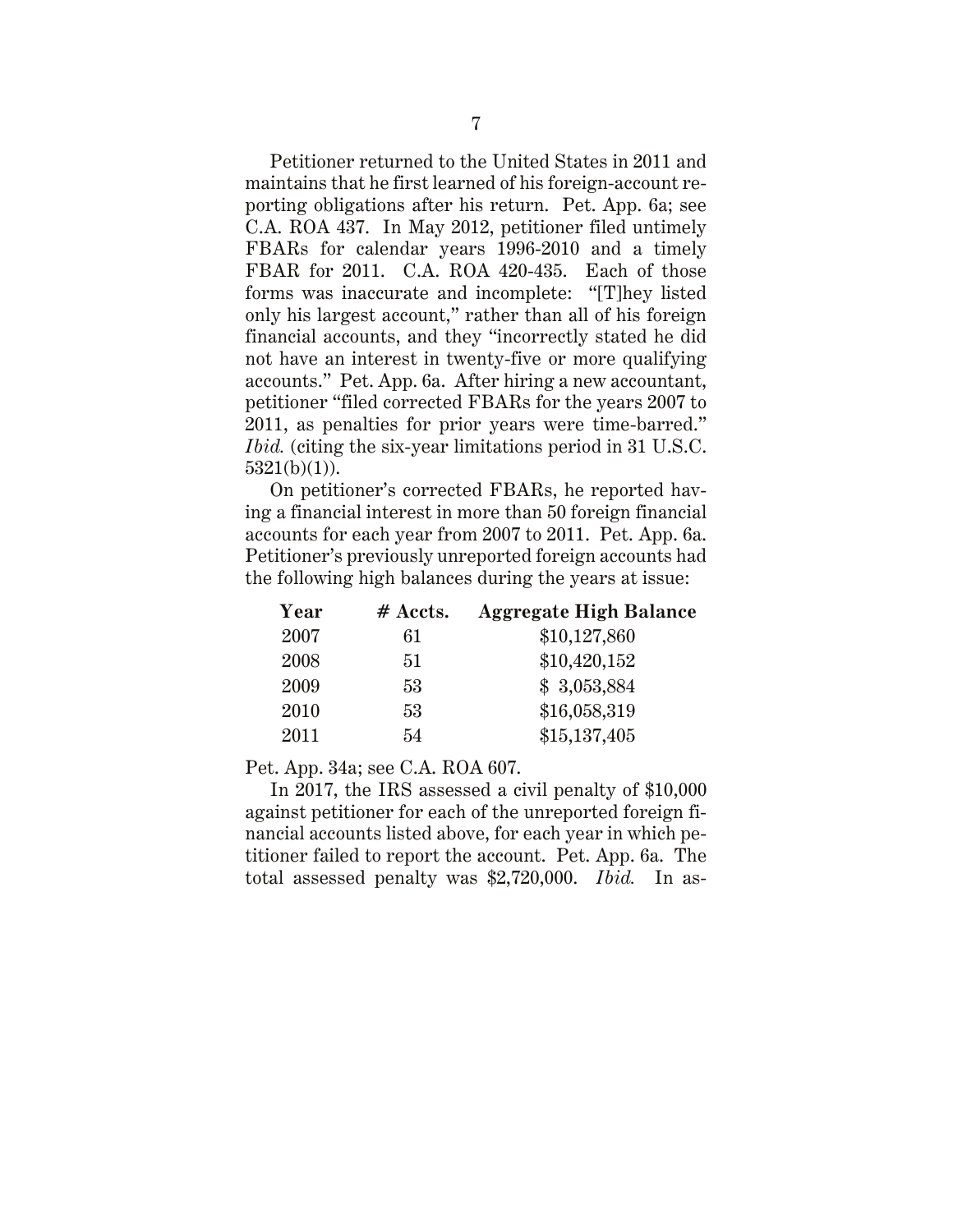Petitioner returned to the United States in 2011 and maintains that he first learned of his foreign-account reporting obligations after his return. Pet. App. 6a; see C.A. ROA 437. In May 2012, petitioner filed untimely FBARs for calendar years 1996-2010 and a timely FBAR for 2011. C.A. ROA 420-435. Each of those forms was inaccurate and incomplete: "[T]hey listed only his largest account," rather than all of his foreign financial accounts, and they "incorrectly stated he did not have an interest in twenty-five or more qualifying accounts." Pet. App. 6a. After hiring a new accountant, petitioner "filed corrected FBARs for the years 2007 to 2011, as penalties for prior years were time-barred." *Ibid.* (citing the six-year limitations period in 31 U.S.C. 5321(b)(1)).

On petitioner's corrected FBARs, he reported having a financial interest in more than 50 foreign financial accounts for each year from 2007 to 2011. Pet. App. 6a. Petitioner's previously unreported foreign accounts had the following high balances during the years at issue:

| Year | # Accts. | Aggregate High Balance |
|---|---|---|
| 2007 | 61 | $10,127,860 |
| 2008 | 51 | $10,420,152 |
| 2009 | 53 | $ 3,053,884 |
| 2010 | 53 | $16,058,319 |
| 2011 | 54 | $15,137,405 |

Pet. App. 34a; see C.A. ROA 607.

In 2017, the IRS assessed a civil penalty of $10,000 against petitioner for each of the unreported foreign financial accounts listed above, for each year in which petitioner failed to report the account. Pet. App. 6a. The total assessed penalty was $2,720,000. *Ibid.* In as-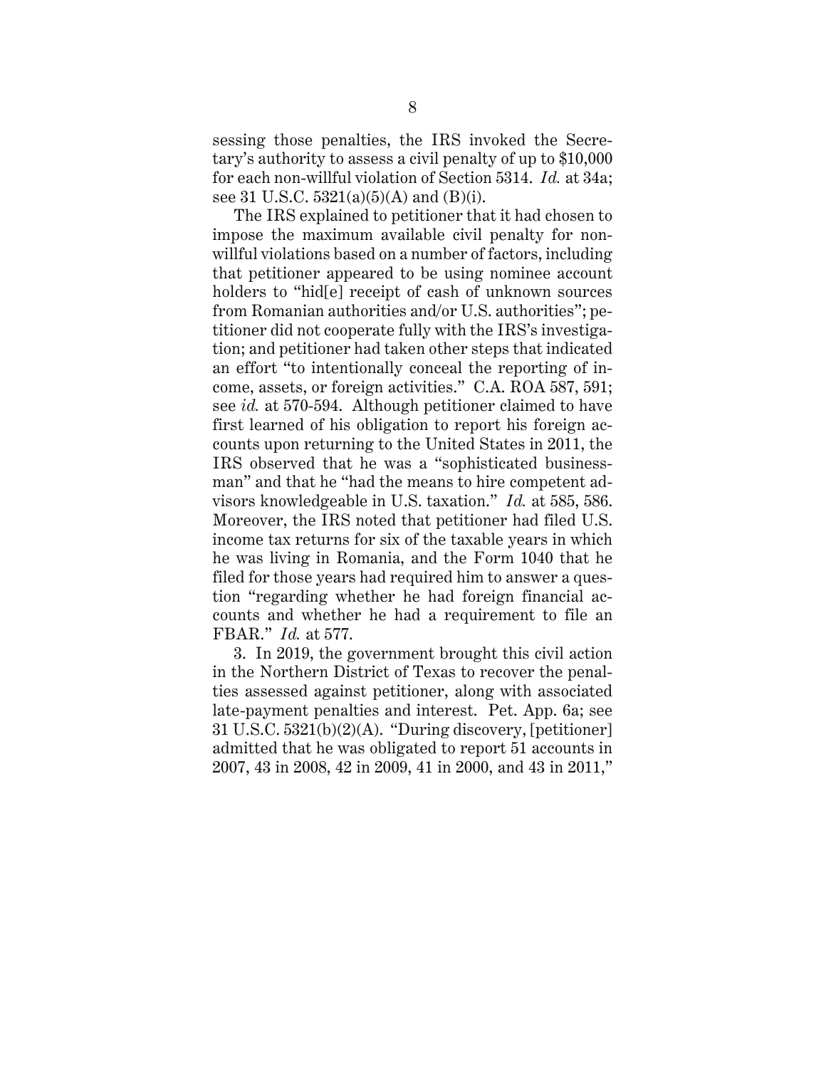sessing those penalties, the IRS invoked the Secretary's authority to assess a civil penalty of up to $10,000 for each non-willful violation of Section 5314. *Id.* at 34a; see 31 U.S.C. 5321(a)(5)(A) and (B)(i).

The IRS explained to petitioner that it had chosen to impose the maximum available civil penalty for non-willful violations based on a number of factors, including that petitioner appeared to be using nominee account holders to "hid[e] receipt of cash of unknown sources from Romanian authorities and/or U.S. authorities"; petitioner did not cooperate fully with the IRS's investigation; and petitioner had taken other steps that indicated an effort "to intentionally conceal the reporting of income, assets, or foreign activities." C.A. ROA 587, 591; see *id.* at 570-594. Although petitioner claimed to have first learned of his obligation to report his foreign accounts upon returning to the United States in 2011, the IRS observed that he was a "sophisticated businessman" and that he "had the means to hire competent advisors knowledgeable in U.S. taxation." *Id.* at 585, 586. Moreover, the IRS noted that petitioner had filed U.S. income tax returns for six of the taxable years in which he was living in Romania, and the Form 1040 that he filed for those years had required him to answer a question "regarding whether he had foreign financial accounts and whether he had a requirement to file an FBAR." *Id.* at 577.

3. In 2019, the government brought this civil action in the Northern District of Texas to recover the penalties assessed against petitioner, along with associated late-payment penalties and interest. Pet. App. 6a; see 31 U.S.C. 5321(b)(2)(A). "During discovery, [petitioner] admitted that he was obligated to report 51 accounts in 2007, 43 in 2008, 42 in 2009, 41 in 2000, and 43 in 2011,"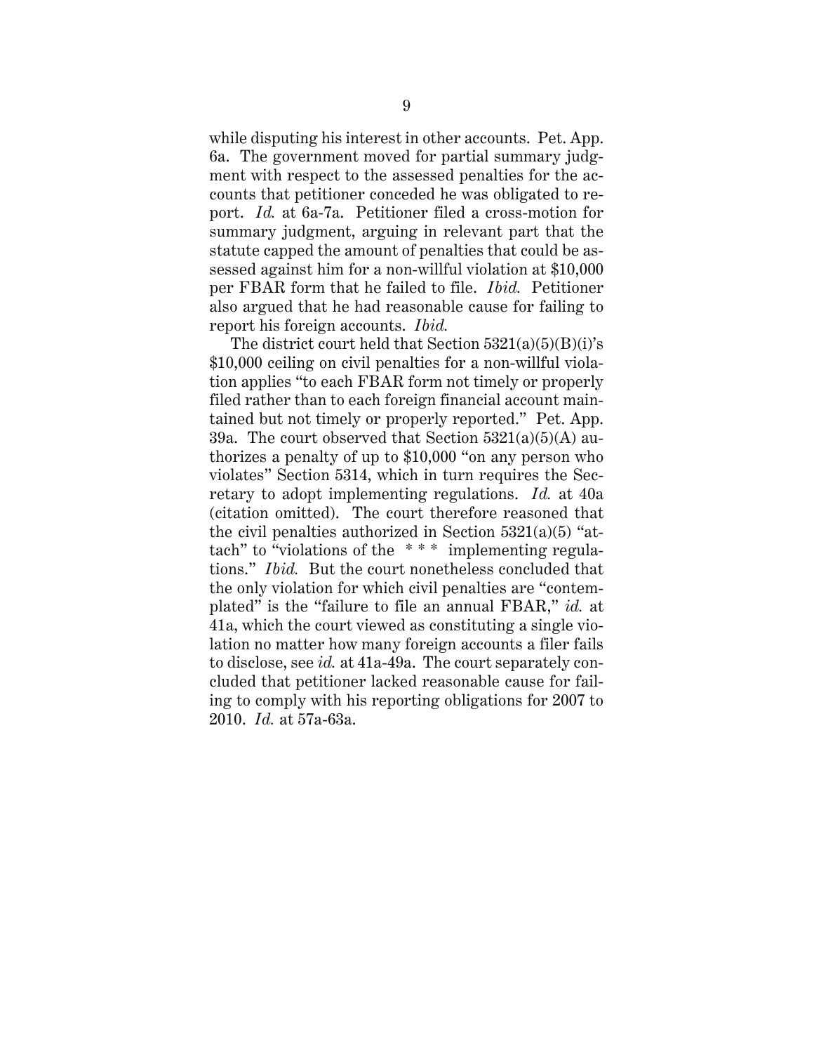while disputing his interest in other accounts. Pet. App. 6a. The government moved for partial summary judgment with respect to the assessed penalties for the accounts that petitioner conceded he was obligated to report. *Id.* at 6a-7a. Petitioner filed a cross-motion for summary judgment, arguing in relevant part that the statute capped the amount of penalties that could be assessed against him for a non-willful violation at $10,000 per FBAR form that he failed to file. *Ibid.* Petitioner also argued that he had reasonable cause for failing to report his foreign accounts. *Ibid.*

The district court held that Section 5321(a)(5)(B)(i)'s $10,000 ceiling on civil penalties for a non-willful violation applies "to each FBAR form not timely or properly filed rather than to each foreign financial account maintained but not timely or properly reported." Pet. App. 39a. The court observed that Section 5321(a)(5)(A) authorizes a penalty of up to $10,000 "on any person who violates" Section 5314, which in turn requires the Secretary to adopt implementing regulations. *Id.* at 40a (citation omitted). The court therefore reasoned that the civil penalties authorized in Section 5321(a)(5) "attach" to "violations of the * * * implementing regulations." *Ibid.* But the court nonetheless concluded that the only violation for which civil penalties are "contemplated" is the "failure to file an annual FBAR," *id.* at 41a, which the court viewed as constituting a single violation no matter how many foreign accounts a filer fails to disclose, see *id.* at 41a-49a. The court separately concluded that petitioner lacked reasonable cause for failing to comply with his reporting obligations for 2007 to 2010. *Id.* at 57a-63a.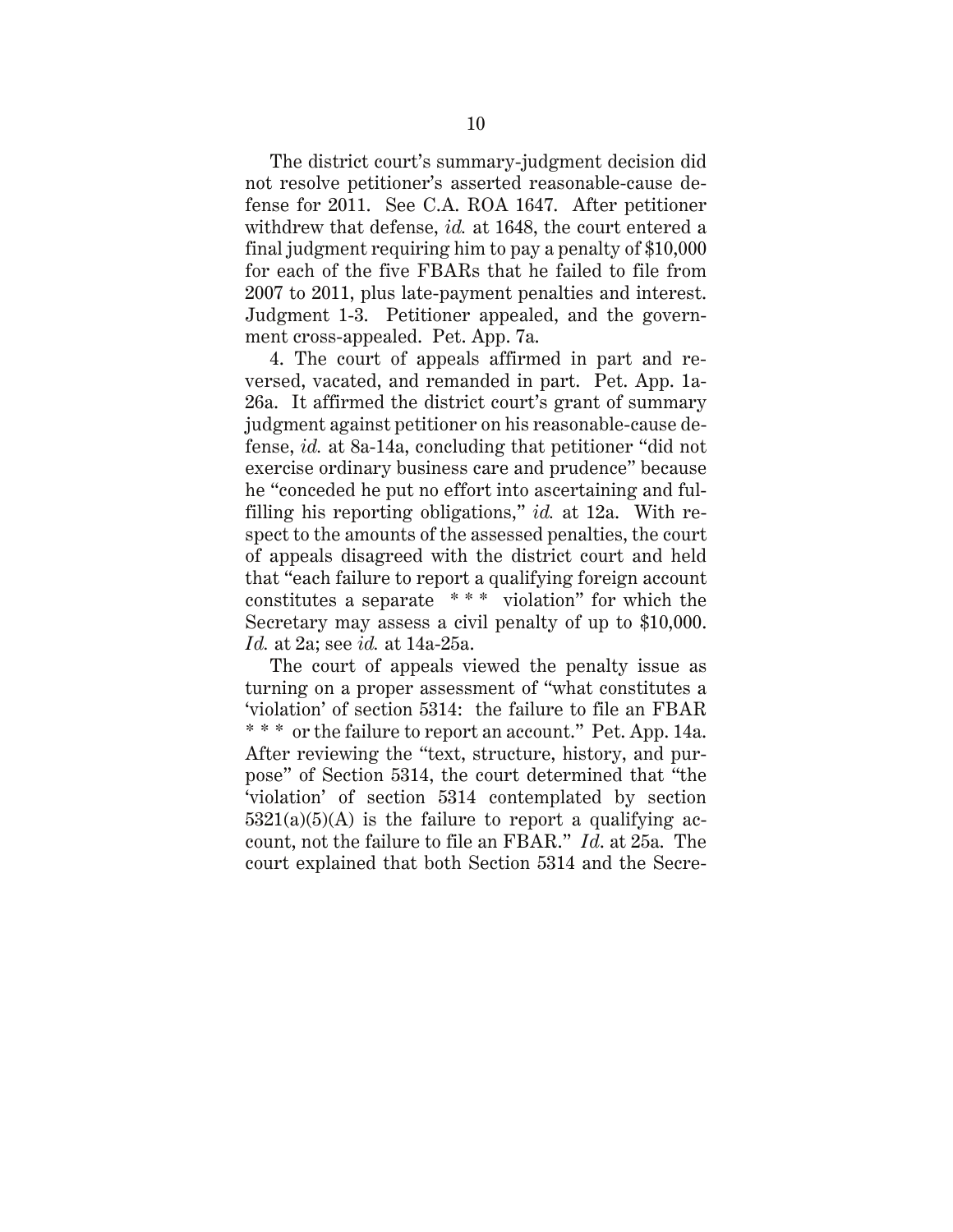The district court's summary-judgment decision did not resolve petitioner's asserted reasonable-cause defense for 2011. See C.A. ROA 1647. After petitioner withdrew that defense, *id.* at 1648, the court entered a final judgment requiring him to pay a penalty of $10,000 for each of the five FBARs that he failed to file from 2007 to 2011, plus late-payment penalties and interest. Judgment 1-3. Petitioner appealed, and the government cross-appealed. Pet. App. 7a.

4. The court of appeals affirmed in part and reversed, vacated, and remanded in part. Pet. App. 1a-26a. It affirmed the district court's grant of summary judgment against petitioner on his reasonable-cause defense, *id.* at 8a-14a, concluding that petitioner "did not exercise ordinary business care and prudence" because he "conceded he put no effort into ascertaining and fulfilling his reporting obligations," *id.* at 12a. With respect to the amounts of the assessed penalties, the court of appeals disagreed with the district court and held that "each failure to report a qualifying foreign account constitutes a separate * * * violation" for which the Secretary may assess a civil penalty of up to $10,000. *Id.* at 2a; see *id.* at 14a-25a.

The court of appeals viewed the penalty issue as turning on a proper assessment of "what constitutes a 'violation' of section 5314: the failure to file an FBAR * * * or the failure to report an account." Pet. App. 14a. After reviewing the "text, structure, history, and purpose" of Section 5314, the court determined that "the 'violation' of section 5314 contemplated by section 5321(a)(5)(A) is the failure to report a qualifying account, not the failure to file an FBAR." *Id.* at 25a. The court explained that both Section 5314 and the Secre-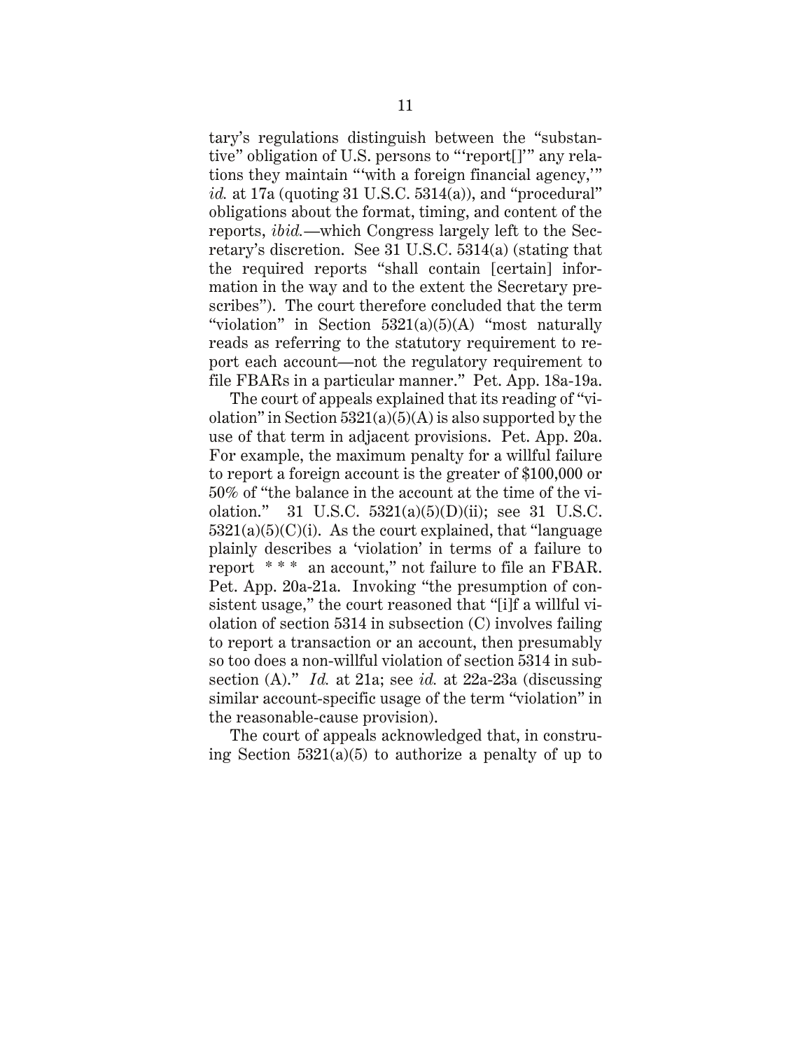tary's regulations distinguish between the "substantive" obligation of U.S. persons to "'report[]'" any relations they maintain "'with a foreign financial agency,'" *id.* at 17a (quoting 31 U.S.C. 5314(a)), and "procedural" obligations about the format, timing, and content of the reports, *ibid.*—which Congress largely left to the Secretary's discretion. See 31 U.S.C. 5314(a) (stating that the required reports "shall contain [certain] information in the way and to the extent the Secretary prescribes"). The court therefore concluded that the term "violation" in Section 5321(a)(5)(A) "most naturally reads as referring to the statutory requirement to report each account—not the regulatory requirement to file FBARs in a particular manner." Pet. App. 18a-19a.

The court of appeals explained that its reading of "violation" in Section 5321(a)(5)(A) is also supported by the use of that term in adjacent provisions. Pet. App. 20a. For example, the maximum penalty for a willful failure to report a foreign account is the greater of $100,000 or 50% of "the balance in the account at the time of the violation." 31 U.S.C. 5321(a)(5)(D)(ii); see 31 U.S.C. 5321(a)(5)(C)(i). As the court explained, that "language plainly describes a 'violation' in terms of a failure to report * * * an account," not failure to file an FBAR. Pet. App. 20a-21a. Invoking "the presumption of consistent usage," the court reasoned that "[i]f a willful violation of section 5314 in subsection (C) involves failing to report a transaction or an account, then presumably so too does a non-willful violation of section 5314 in subsection (A)." *Id.* at 21a; see *id.* at 22a-23a (discussing similar account-specific usage of the term "violation" in the reasonable-cause provision).

The court of appeals acknowledged that, in construing Section 5321(a)(5) to authorize a penalty of up to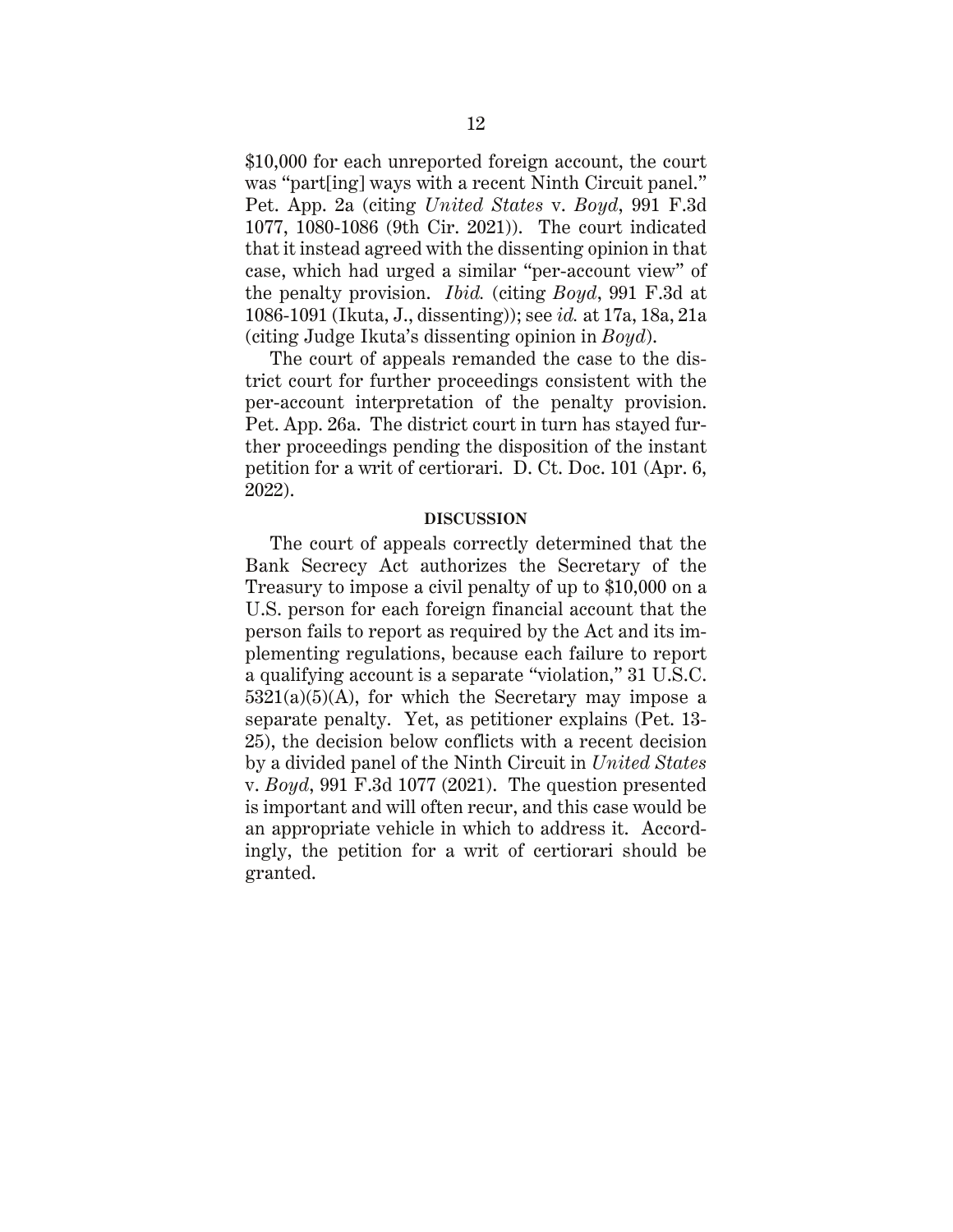$10,000 for each unreported foreign account, the court was "part[ing] ways with a recent Ninth Circuit panel." Pet. App. 2a (citing *United States* v. *Boyd*, 991 F.3d 1077, 1080-1086 (9th Cir. 2021)). The court indicated that it instead agreed with the dissenting opinion in that case, which had urged a similar "per-account view" of the penalty provision. *Ibid.* (citing *Boyd*, 991 F.3d at 1086-1091 (Ikuta, J., dissenting)); see *id.* at 17a, 18a, 21a (citing Judge Ikuta's dissenting opinion in *Boyd*).

The court of appeals remanded the case to the district court for further proceedings consistent with the per-account interpretation of the penalty provision. Pet. App. 26a. The district court in turn has stayed further proceedings pending the disposition of the instant petition for a writ of certiorari. D. Ct. Doc. 101 (Apr. 6, 2022).

## DISCUSSION

The court of appeals correctly determined that the Bank Secrecy Act authorizes the Secretary of the Treasury to impose a civil penalty of up to $10,000 on a U.S. person for each foreign financial account that the person fails to report as required by the Act and its implementing regulations, because each failure to report a qualifying account is a separate "violation," 31 U.S.C. 5321(a)(5)(A), for which the Secretary may impose a separate penalty. Yet, as petitioner explains (Pet. 13-25), the decision below conflicts with a recent decision by a divided panel of the Ninth Circuit in *United States* v. *Boyd*, 991 F.3d 1077 (2021). The question presented is important and will often recur, and this case would be an appropriate vehicle in which to address it. Accordingly, the petition for a writ of certiorari should be granted.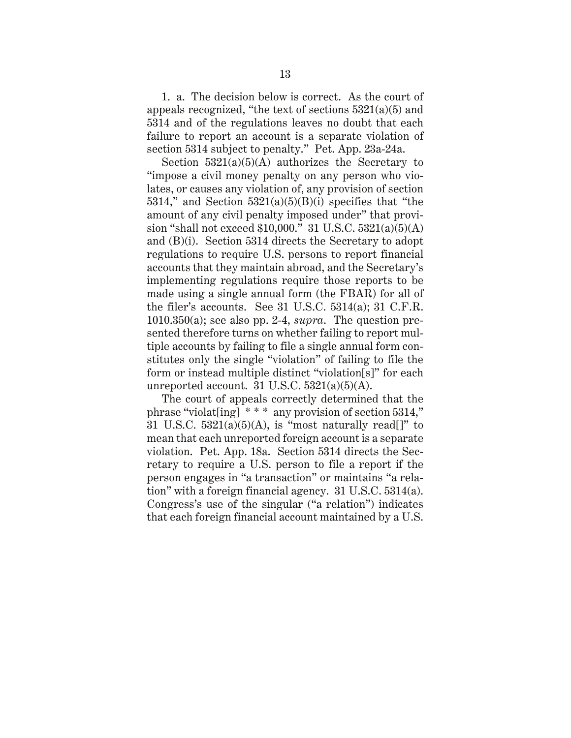1. a. The decision below is correct. As the court of appeals recognized, "the text of sections 5321(a)(5) and 5314 and of the regulations leaves no doubt that each failure to report an account is a separate violation of section 5314 subject to penalty." Pet. App. 23a-24a.

Section 5321(a)(5)(A) authorizes the Secretary to "impose a civil money penalty on any person who violates, or causes any violation of, any provision of section 5314," and Section 5321(a)(5)(B)(i) specifies that "the amount of any civil penalty imposed under" that provision "shall not exceed $10,000." 31 U.S.C. 5321(a)(5)(A) and (B)(i). Section 5314 directs the Secretary to adopt regulations to require U.S. persons to report financial accounts that they maintain abroad, and the Secretary's implementing regulations require those reports to be made using a single annual form (the FBAR) for all of the filer's accounts. See 31 U.S.C. 5314(a); 31 C.F.R. 1010.350(a); see also pp. 2-4, *supra*. The question presented therefore turns on whether failing to report multiple accounts by failing to file a single annual form constitutes only the single "violation" of failing to file the form or instead multiple distinct "violation[s]" for each unreported account. 31 U.S.C. 5321(a)(5)(A).

The court of appeals correctly determined that the phrase "violat[ing] * * * any provision of section 5314," 31 U.S.C. 5321(a)(5)(A), is "most naturally read[]" to mean that each unreported foreign account is a separate violation. Pet. App. 18a. Section 5314 directs the Secretary to require a U.S. person to file a report if the person engages in "a transaction" or maintains "a relation" with a foreign financial agency. 31 U.S.C. 5314(a). Congress's use of the singular ("a relation") indicates that each foreign financial account maintained by a U.S.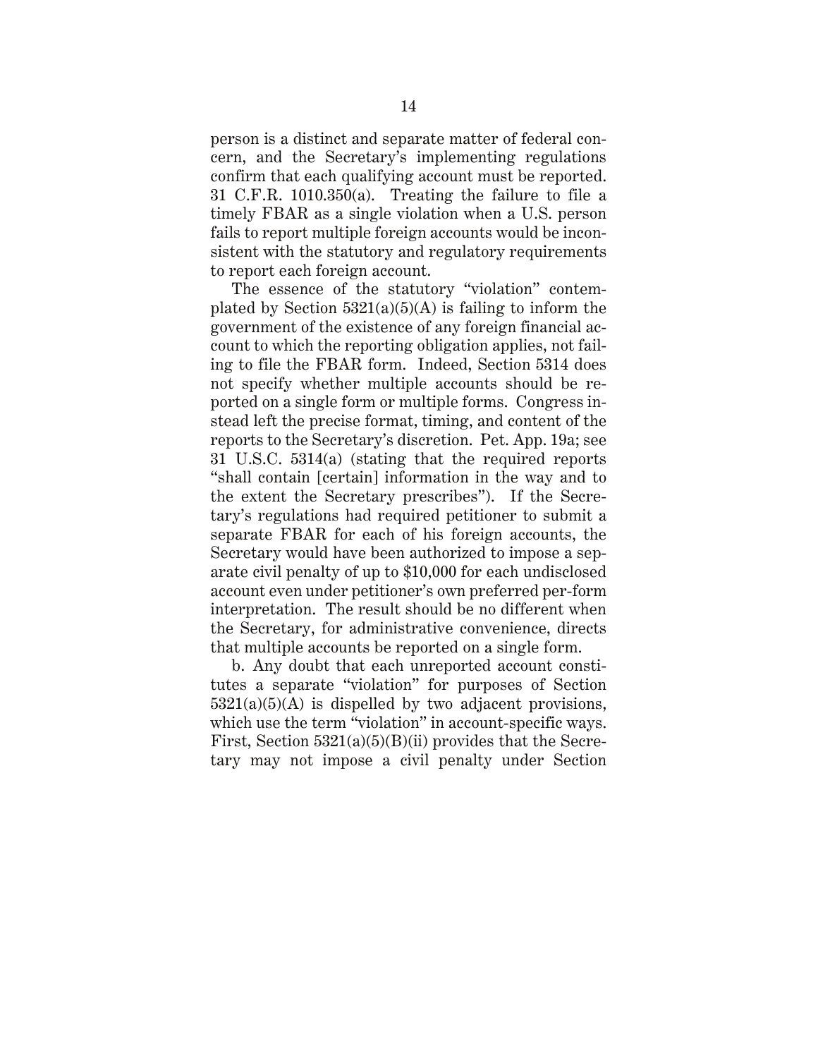person is a distinct and separate matter of federal concern, and the Secretary's implementing regulations confirm that each qualifying account must be reported. 31 C.F.R. 1010.350(a). Treating the failure to file a timely FBAR as a single violation when a U.S. person fails to report multiple foreign accounts would be inconsistent with the statutory and regulatory requirements to report each foreign account.

The essence of the statutory "violation" contemplated by Section 5321(a)(5)(A) is failing to inform the government of the existence of any foreign financial account to which the reporting obligation applies, not failing to file the FBAR form. Indeed, Section 5314 does not specify whether multiple accounts should be reported on a single form or multiple forms. Congress instead left the precise format, timing, and content of the reports to the Secretary's discretion. Pet. App. 19a; see 31 U.S.C. 5314(a) (stating that the required reports "shall contain [certain] information in the way and to the extent the Secretary prescribes"). If the Secretary's regulations had required petitioner to submit a separate FBAR for each of his foreign accounts, the Secretary would have been authorized to impose a separate civil penalty of up to $10,000 for each undisclosed account even under petitioner's own preferred per-form interpretation. The result should be no different when the Secretary, for administrative convenience, directs that multiple accounts be reported on a single form.

b. Any doubt that each unreported account constitutes a separate "violation" for purposes of Section 5321(a)(5)(A) is dispelled by two adjacent provisions, which use the term "violation" in account-specific ways. First, Section 5321(a)(5)(B)(ii) provides that the Secretary may not impose a civil penalty under Section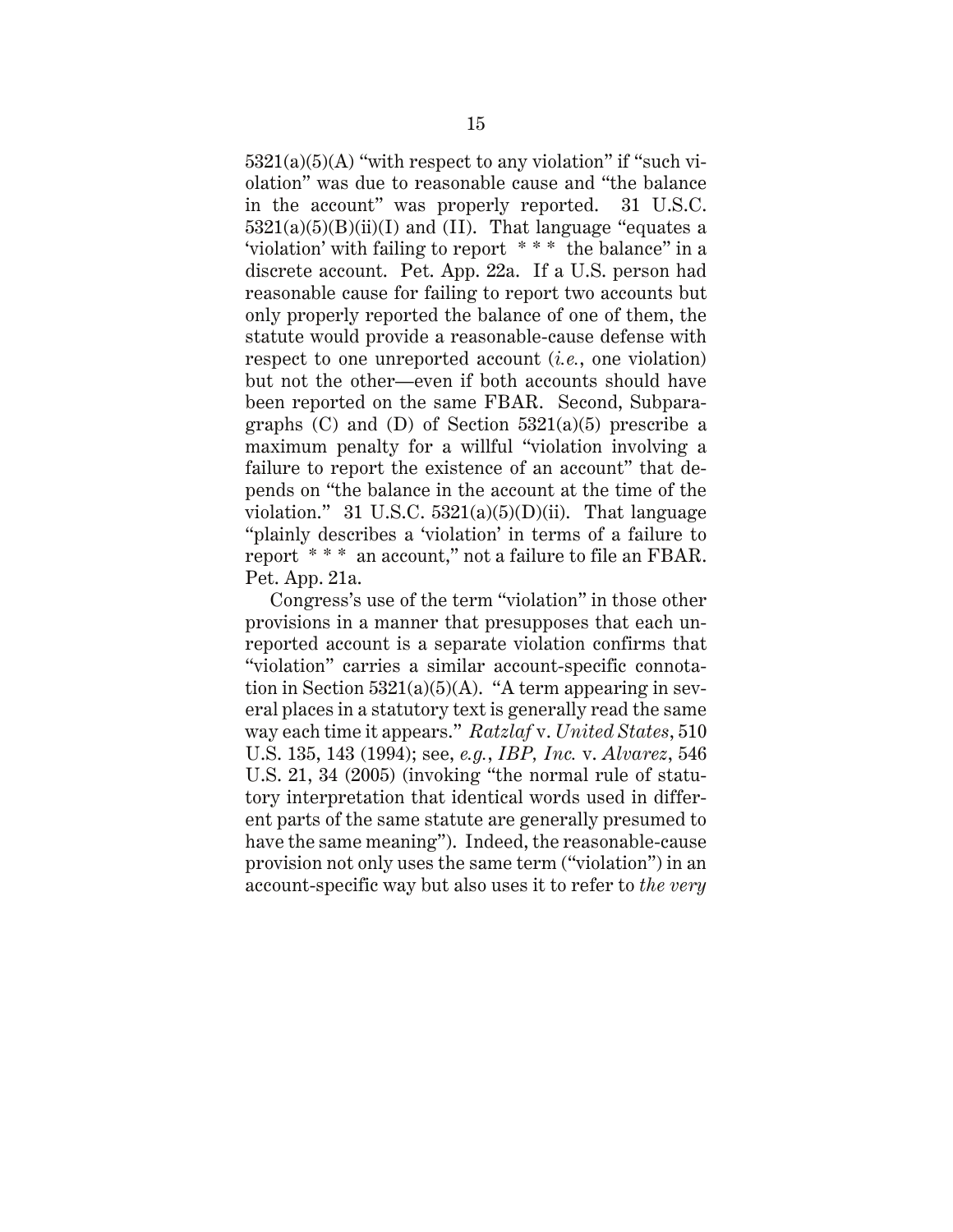5321(a)(5)(A) "with respect to any violation" if "such violation" was due to reasonable cause and "the balance in the account" was properly reported. 31 U.S.C. 5321(a)(5)(B)(ii)(I) and (II). That language "equates a 'violation' with failing to report * * * the balance" in a discrete account. Pet. App. 22a. If a U.S. person had reasonable cause for failing to report two accounts but only properly reported the balance of one of them, the statute would provide a reasonable-cause defense with respect to one unreported account (*i.e.*, one violation) but not the other—even if both accounts should have been reported on the same FBAR. Second, Subparagraphs (C) and (D) of Section 5321(a)(5) prescribe a maximum penalty for a willful "violation involving a failure to report the existence of an account" that depends on "the balance in the account at the time of the violation." 31 U.S.C. 5321(a)(5)(D)(ii). That language "plainly describes a 'violation' in terms of a failure to report * * * an account," not a failure to file an FBAR. Pet. App. 21a.

Congress's use of the term "violation" in those other provisions in a manner that presupposes that each unreported account is a separate violation confirms that "violation" carries a similar account-specific connotation in Section 5321(a)(5)(A). "A term appearing in several places in a statutory text is generally read the same way each time it appears." *Ratzlaf* v. *United States*, 510 U.S. 135, 143 (1994); see, *e.g.*, *IBP, Inc.* v. *Alvarez*, 546 U.S. 21, 34 (2005) (invoking "the normal rule of statutory interpretation that identical words used in different parts of the same statute are generally presumed to have the same meaning"). Indeed, the reasonable-cause provision not only uses the same term ("violation") in an account-specific way but also uses it to refer to *the very*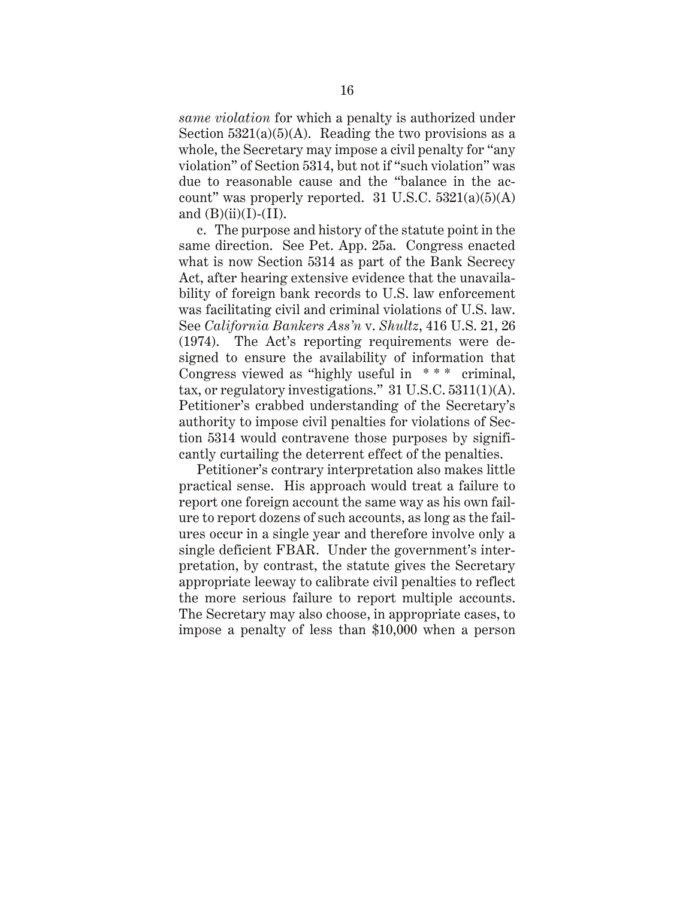*same violation* for which a penalty is authorized under Section 5321(a)(5)(A). Reading the two provisions as a whole, the Secretary may impose a civil penalty for "any violation" of Section 5314, but not if "such violation" was due to reasonable cause and the "balance in the account" was properly reported. 31 U.S.C. 5321(a)(5)(A) and (B)(ii)(I)-(II).

c. The purpose and history of the statute point in the same direction. See Pet. App. 25a. Congress enacted what is now Section 5314 as part of the Bank Secrecy Act, after hearing extensive evidence that the unavailability of foreign bank records to U.S. law enforcement was facilitating civil and criminal violations of U.S. law. See *California Bankers Ass'n* v. *Shultz*, 416 U.S. 21, 26 (1974). The Act's reporting requirements were designed to ensure the availability of information that Congress viewed as "highly useful in * * * criminal, tax, or regulatory investigations." 31 U.S.C. 5311(1)(A). Petitioner's crabbed understanding of the Secretary's authority to impose civil penalties for violations of Section 5314 would contravene those purposes by significantly curtailing the deterrent effect of the penalties.

Petitioner's contrary interpretation also makes little practical sense. His approach would treat a failure to report one foreign account the same way as his own failure to report dozens of such accounts, as long as the failures occur in a single year and therefore involve only a single deficient FBAR. Under the government's interpretation, by contrast, the statute gives the Secretary appropriate leeway to calibrate civil penalties to reflect the more serious failure to report multiple accounts. The Secretary may also choose, in appropriate cases, to impose a penalty of less than $10,000 when a person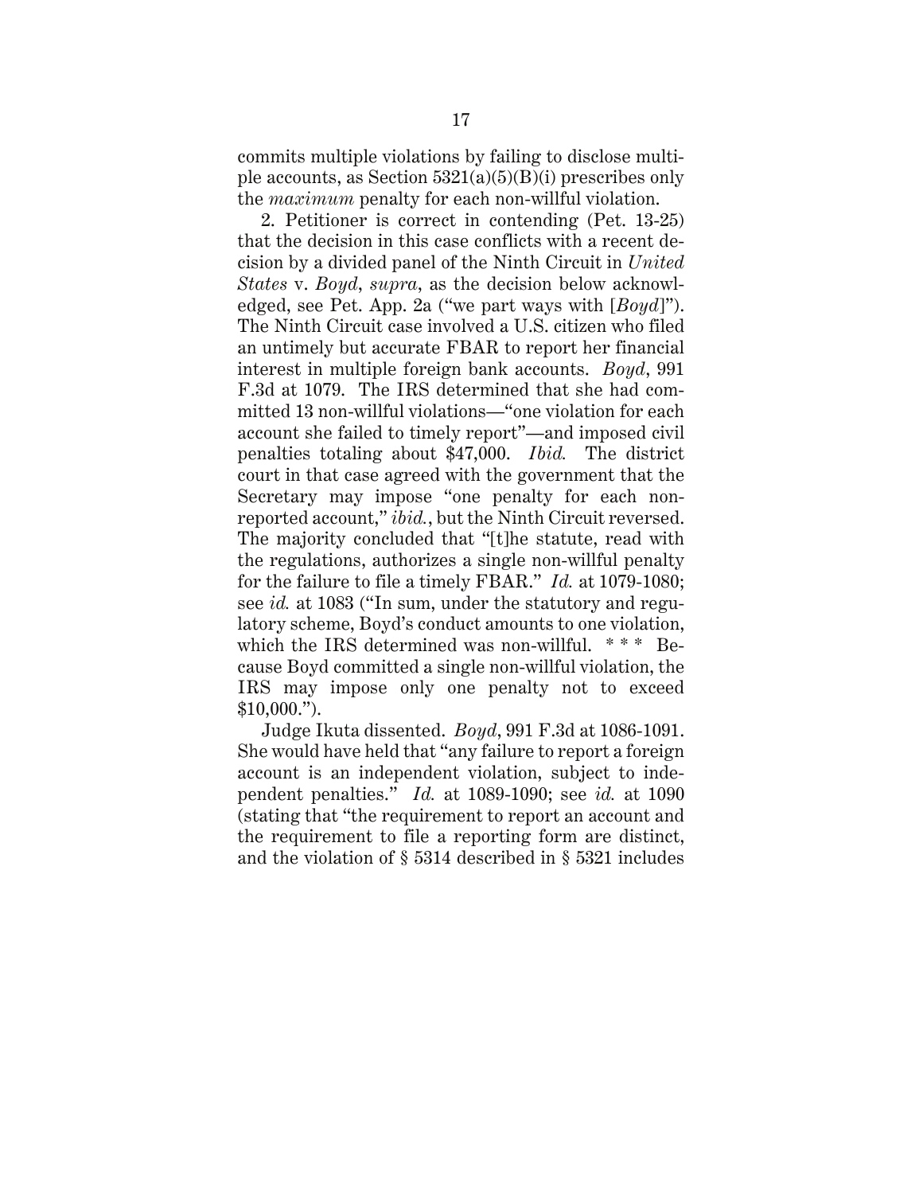commits multiple violations by failing to disclose multiple accounts, as Section 5321(a)(5)(B)(i) prescribes only the *maximum* penalty for each non-willful violation.

2. Petitioner is correct in contending (Pet. 13-25) that the decision in this case conflicts with a recent decision by a divided panel of the Ninth Circuit in *United States* v. *Boyd*, *supra*, as the decision below acknowledged, see Pet. App. 2a ("we part ways with [*Boyd*]"). The Ninth Circuit case involved a U.S. citizen who filed an untimely but accurate FBAR to report her financial interest in multiple foreign bank accounts. *Boyd*, 991 F.3d at 1079. The IRS determined that she had committed 13 non-willful violations—"one violation for each account she failed to timely report"—and imposed civil penalties totaling about $47,000. *Ibid.* The district court in that case agreed with the government that the Secretary may impose "one penalty for each non-reported account," *ibid.*, but the Ninth Circuit reversed. The majority concluded that "[t]he statute, read with the regulations, authorizes a single non-willful penalty for the failure to file a timely FBAR." *Id.* at 1079-1080; see *id.* at 1083 ("In sum, under the statutory and regulatory scheme, Boyd's conduct amounts to one violation, which the IRS determined was non-willful. * * * Because Boyd committed a single non-willful violation, the IRS may impose only one penalty not to exceed $10,000.").

Judge Ikuta dissented. *Boyd*, 991 F.3d at 1086-1091. She would have held that "any failure to report a foreign account is an independent violation, subject to independent penalties." *Id.* at 1089-1090; see *id.* at 1090 (stating that "the requirement to report an account and the requirement to file a reporting form are distinct, and the violation of § 5314 described in § 5321 includes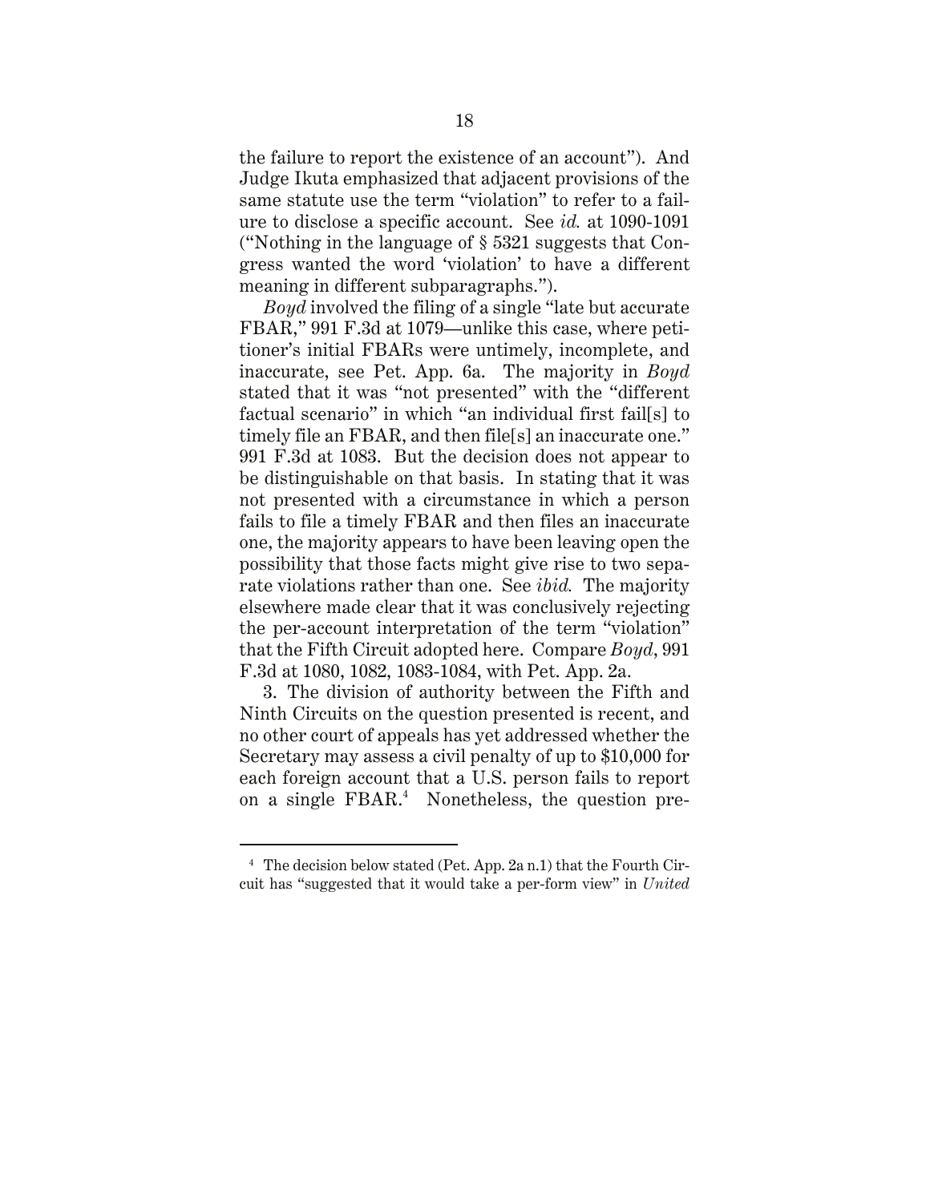the failure to report the existence of an account"). And Judge Ikuta emphasized that adjacent provisions of the same statute use the term "violation" to refer to a failure to disclose a specific account. See *id.* at 1090-1091 ("Nothing in the language of § 5321 suggests that Congress wanted the word 'violation' to have a different meaning in different subparagraphs.").

*Boyd* involved the filing of a single "late but accurate FBAR," 991 F.3d at 1079—unlike this case, where petitioner's initial FBARs were untimely, incomplete, and inaccurate, see Pet. App. 6a. The majority in *Boyd* stated that it was "not presented" with the "different factual scenario" in which "an individual first fail[s] to timely file an FBAR, and then file[s] an inaccurate one." 991 F.3d at 1083. But the decision does not appear to be distinguishable on that basis. In stating that it was not presented with a circumstance in which a person fails to file a timely FBAR and then files an inaccurate one, the majority appears to have been leaving open the possibility that those facts might give rise to two separate violations rather than one. See *ibid.* The majority elsewhere made clear that it was conclusively rejecting the per-account interpretation of the term "violation" that the Fifth Circuit adopted here. Compare *Boyd*, 991 F.3d at 1080, 1082, 1083-1084, with Pet. App. 2a.

3. The division of authority between the Fifth and Ninth Circuits on the question presented is recent, and no other court of appeals has yet addressed whether the Secretary may assess a civil penalty of up to $10,000 for each foreign account that a U.S. person fails to report on a single FBAR.[4] Nonetheless, the question pre-

---

[4] The decision below stated (Pet. App. 2a n.1) that the Fourth Circuit has "suggested that it would take a per-form view" in *United*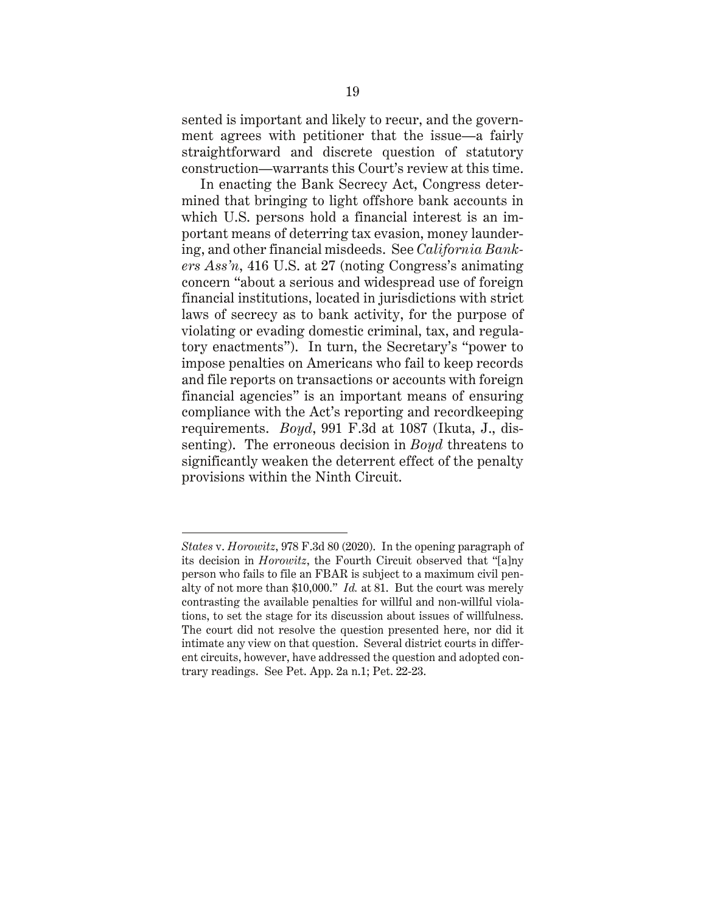sented is important and likely to recur, and the government agrees with petitioner that the issue—a fairly straightforward and discrete question of statutory construction—warrants this Court's review at this time.

In enacting the Bank Secrecy Act, Congress determined that bringing to light offshore bank accounts in which U.S. persons hold a financial interest is an important means of deterring tax evasion, money laundering, and other financial misdeeds. See *California Bankers Ass'n*, 416 U.S. at 27 (noting Congress's animating concern "about a serious and widespread use of foreign financial institutions, located in jurisdictions with strict laws of secrecy as to bank activity, for the purpose of violating or evading domestic criminal, tax, and regulatory enactments"). In turn, the Secretary's "power to impose penalties on Americans who fail to keep records and file reports on transactions or accounts with foreign financial agencies" is an important means of ensuring compliance with the Act's reporting and recordkeeping requirements. *Boyd*, 991 F.3d at 1087 (Ikuta, J., dissenting). The erroneous decision in *Boyd* threatens to significantly weaken the deterrent effect of the penalty provisions within the Ninth Circuit.

---

*States* v. *Horowitz*, 978 F.3d 80 (2020). In the opening paragraph of its decision in *Horowitz*, the Fourth Circuit observed that "[a]ny person who fails to file an FBAR is subject to a maximum civil penalty of not more than $10,000." *Id.* at 81. But the court was merely contrasting the available penalties for willful and non-willful violations, to set the stage for its discussion about issues of willfulness. The court did not resolve the question presented here, nor did it intimate any view on that question. Several district courts in different circuits, however, have addressed the question and adopted contrary readings. See Pet. App. 2a n.1; Pet. 22-23.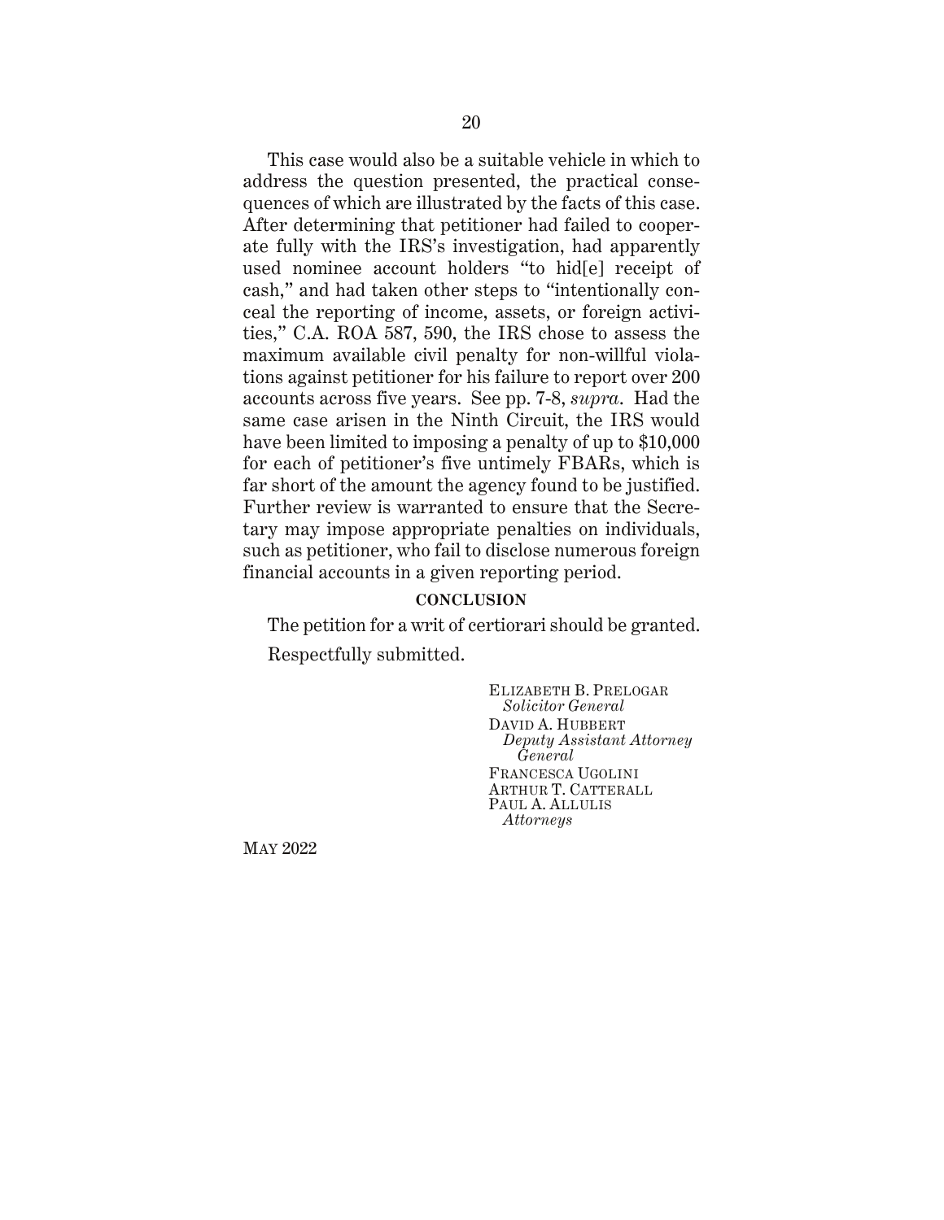This case would also be a suitable vehicle in which to address the question presented, the practical consequences of which are illustrated by the facts of this case. After determining that petitioner had failed to cooperate fully with the IRS's investigation, had apparently used nominee account holders "to hid[e] receipt of cash," and had taken other steps to "intentionally conceal the reporting of income, assets, or foreign activities," C.A. ROA 587, 590, the IRS chose to assess the maximum available civil penalty for non-willful violations against petitioner for his failure to report over 200 accounts across five years. See pp. 7-8, *supra*. Had the same case arisen in the Ninth Circuit, the IRS would have been limited to imposing a penalty of up to \$10,000 for each of petitioner's five untimely FBARs, which is far short of the amount the agency found to be justified. Further review is warranted to ensure that the Secretary may impose appropriate penalties on individuals, such as petitioner, who fail to disclose numerous foreign financial accounts in a given reporting period.

## CONCLUSION

The petition for a writ of certiorari should be granted.

Respectfully submitted.

ELIZABETH B. PRELOGAR
*Solicitor General*
DAVID A. HUBBERT
*Deputy Assistant Attorney General*
FRANCESCA UGOLINI
ARTHUR T. CATTERALL
PAUL A. ALLULIS
*Attorneys*

MAY 2022